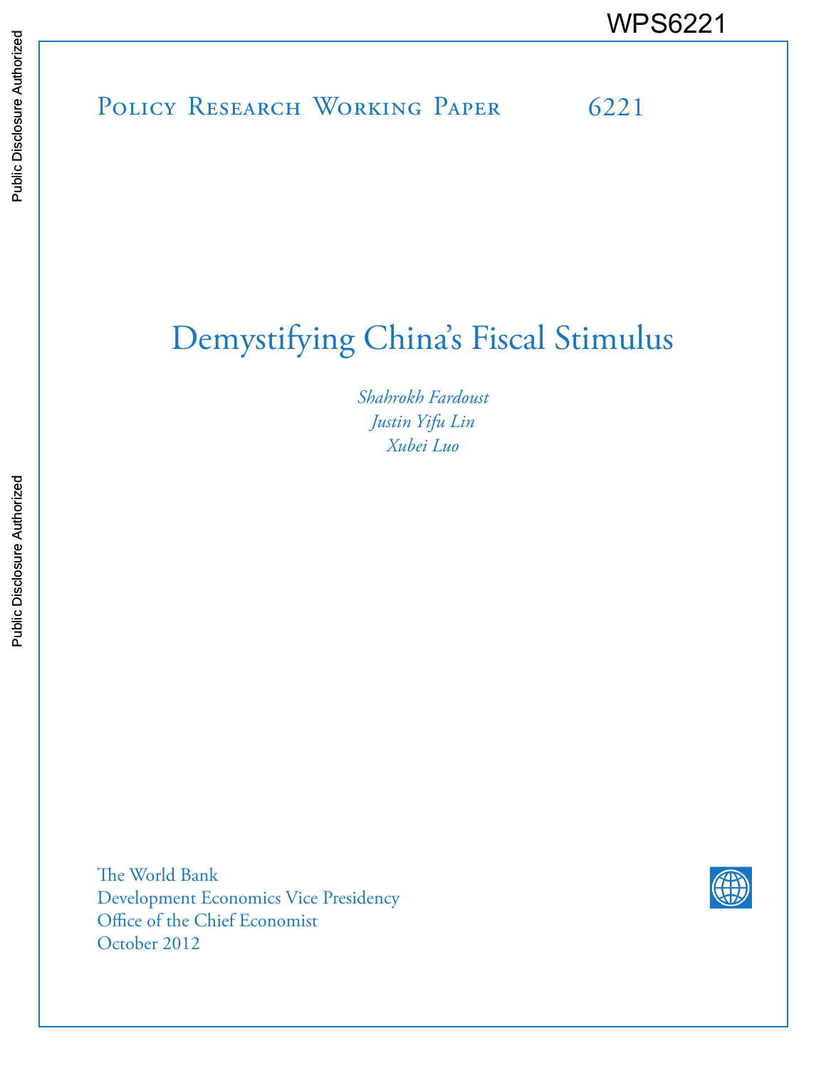WPS6221

Policy Research Working Paper 6221

# Demystifying China's Fiscal Stimulus

*Shahrokh Fardoust*
*Justin Yifu Lin*
*Xubei Luo*

The World Bank
Development Economics Vice Presidency
Office of the Chief Economist
October 2012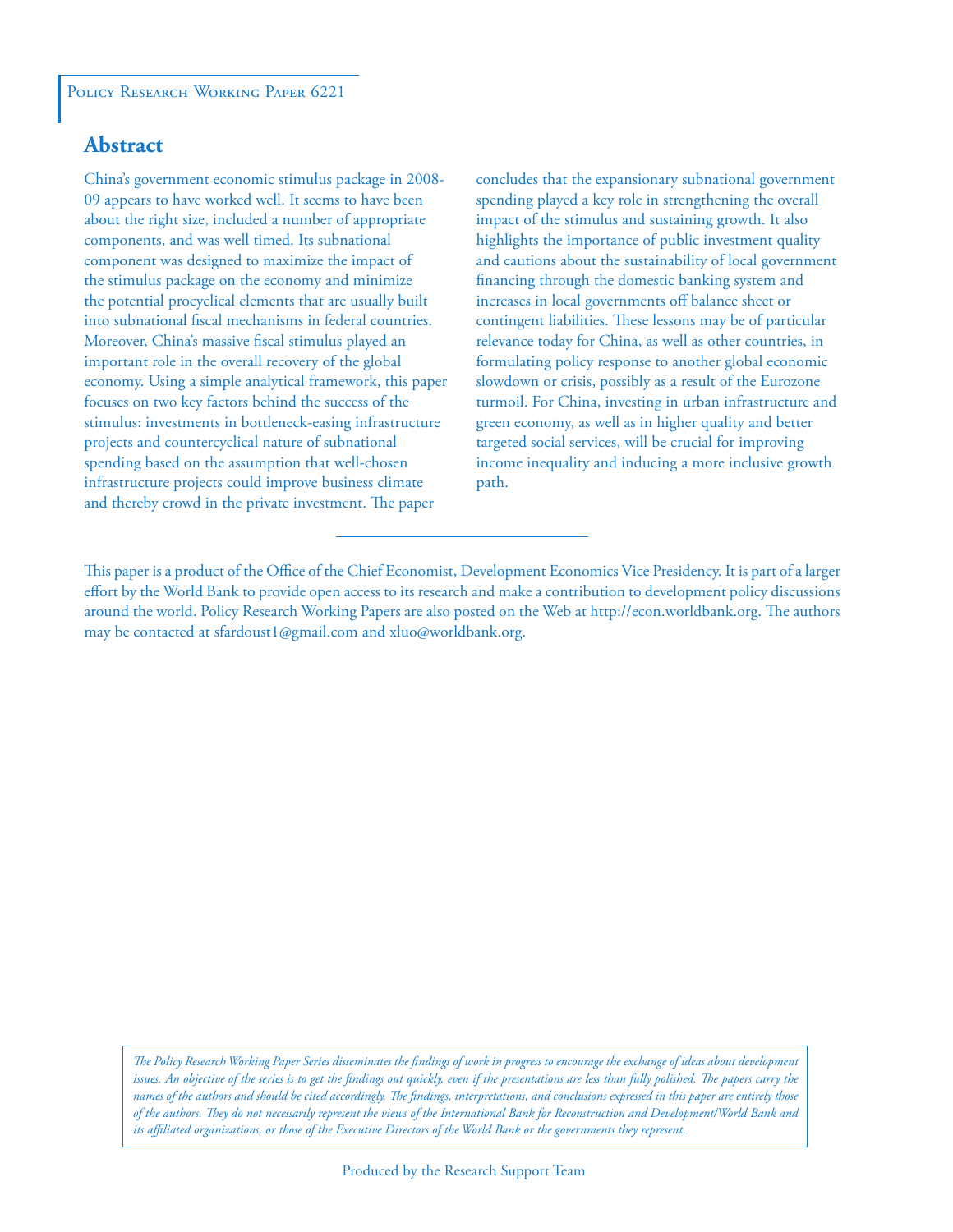Policy Research Working Paper 6221

## Abstract

China's government economic stimulus package in 2008-09 appears to have worked well. It seems to have been about the right size, included a number of appropriate components, and was well timed. Its subnational component was designed to maximize the impact of the stimulus package on the economy and minimize the potential procyclical elements that are usually built into subnational fiscal mechanisms in federal countries. Moreover, China's massive fiscal stimulus played an important role in the overall recovery of the global economy. Using a simple analytical framework, this paper focuses on two key factors behind the success of the stimulus: investments in bottleneck-easing infrastructure projects and countercyclical nature of subnational spending based on the assumption that well-chosen infrastructure projects could improve business climate and thereby crowd in the private investment. The paper concludes that the expansionary subnational government spending played a key role in strengthening the overall impact of the stimulus and sustaining growth. It also highlights the importance of public investment quality and cautions about the sustainability of local government financing through the domestic banking system and increases in local governments off balance sheet or contingent liabilities. These lessons may be of particular relevance today for China, as well as other countries, in formulating policy response to another global economic slowdown or crisis, possibly as a result of the Eurozone turmoil. For China, investing in urban infrastructure and green economy, as well as in higher quality and better targeted social services, will be crucial for improving income inequality and inducing a more inclusive growth path.

This paper is a product of the Office of the Chief Economist, Development Economics Vice Presidency. It is part of a larger effort by the World Bank to provide open access to its research and make a contribution to development policy discussions around the world. Policy Research Working Papers are also posted on the Web at http://econ.worldbank.org. The authors may be contacted at sfardoust1@gmail.com and xluo@worldbank.org.

*The Policy Research Working Paper Series disseminates the findings of work in progress to encourage the exchange of ideas about development issues. An objective of the series is to get the findings out quickly, even if the presentations are less than fully polished. The papers carry the names of the authors and should be cited accordingly. The findings, interpretations, and conclusions expressed in this paper are entirely those of the authors. They do not necessarily represent the views of the International Bank for Reconstruction and Development/World Bank and its affiliated organizations, or those of the Executive Directors of the World Bank or the governments they represent.*

Produced by the Research Support Team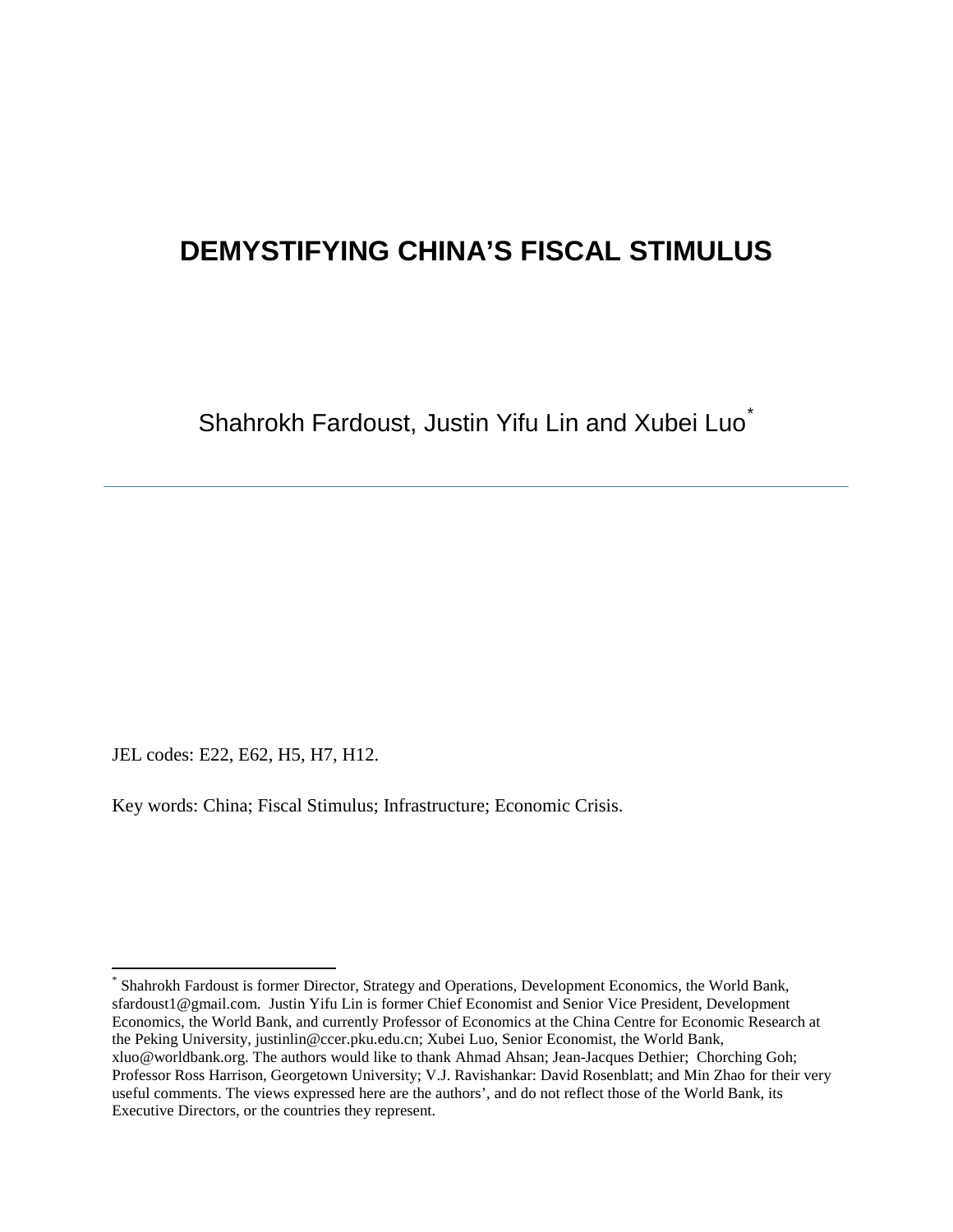# DEMYSTIFYING CHINA'S FISCAL STIMULUS

Shahrokh Fardoust, Justin Yifu Lin and Xubei Luo[*]

---

JEL codes: E22, E62, H5, H7, H12.

Key words: China; Fiscal Stimulus; Infrastructure; Economic Crisis.

[*] Shahrokh Fardoust is former Director, Strategy and Operations, Development Economics, the World Bank, sfardoust1@gmail.com. Justin Yifu Lin is former Chief Economist and Senior Vice President, Development Economics, the World Bank, and currently Professor of Economics at the China Centre for Economic Research at the Peking University, justinlin@ccer.pku.edu.cn; Xubei Luo, Senior Economist, the World Bank, xluo@worldbank.org. The authors would like to thank Ahmad Ahsan; Jean-Jacques Dethier; Chorching Goh; Professor Ross Harrison, Georgetown University; V.J. Ravishankar: David Rosenblatt; and Min Zhao for their very useful comments. The views expressed here are the authors', and do not reflect those of the World Bank, its Executive Directors, or the countries they represent.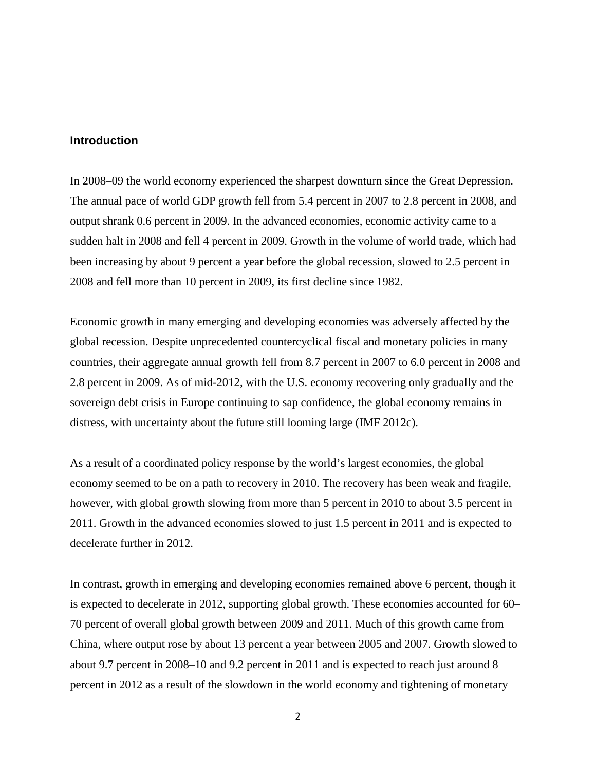## Introduction

In 2008–09 the world economy experienced the sharpest downturn since the Great Depression. The annual pace of world GDP growth fell from 5.4 percent in 2007 to 2.8 percent in 2008, and output shrank 0.6 percent in 2009. In the advanced economies, economic activity came to a sudden halt in 2008 and fell 4 percent in 2009. Growth in the volume of world trade, which had been increasing by about 9 percent a year before the global recession, slowed to 2.5 percent in 2008 and fell more than 10 percent in 2009, its first decline since 1982.

Economic growth in many emerging and developing economies was adversely affected by the global recession. Despite unprecedented countercyclical fiscal and monetary policies in many countries, their aggregate annual growth fell from 8.7 percent in 2007 to 6.0 percent in 2008 and 2.8 percent in 2009. As of mid-2012, with the U.S. economy recovering only gradually and the sovereign debt crisis in Europe continuing to sap confidence, the global economy remains in distress, with uncertainty about the future still looming large (IMF 2012c).

As a result of a coordinated policy response by the world's largest economies, the global economy seemed to be on a path to recovery in 2010. The recovery has been weak and fragile, however, with global growth slowing from more than 5 percent in 2010 to about 3.5 percent in 2011. Growth in the advanced economies slowed to just 1.5 percent in 2011 and is expected to decelerate further in 2012.

In contrast, growth in emerging and developing economies remained above 6 percent, though it is expected to decelerate in 2012, supporting global growth. These economies accounted for 60–70 percent of overall global growth between 2009 and 2011. Much of this growth came from China, where output rose by about 13 percent a year between 2005 and 2007. Growth slowed to about 9.7 percent in 2008–10 and 9.2 percent in 2011 and is expected to reach just around 8 percent in 2012 as a result of the slowdown in the world economy and tightening of monetary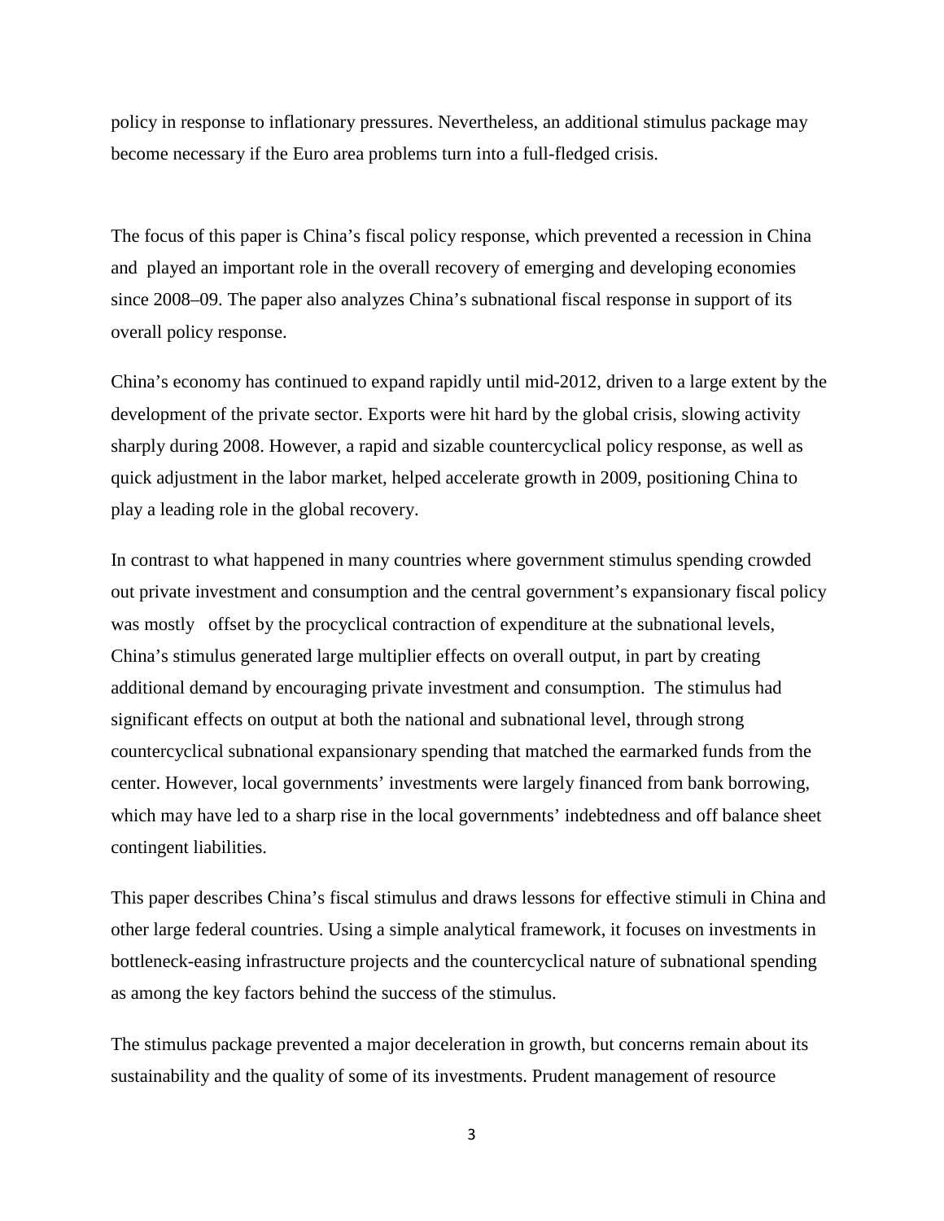policy in response to inflationary pressures. Nevertheless, an additional stimulus package may become necessary if the Euro area problems turn into a full-fledged crisis.

The focus of this paper is China's fiscal policy response, which prevented a recession in China and played an important role in the overall recovery of emerging and developing economies since 2008–09. The paper also analyzes China's subnational fiscal response in support of its overall policy response.

China's economy has continued to expand rapidly until mid-2012, driven to a large extent by the development of the private sector. Exports were hit hard by the global crisis, slowing activity sharply during 2008. However, a rapid and sizable countercyclical policy response, as well as quick adjustment in the labor market, helped accelerate growth in 2009, positioning China to play a leading role in the global recovery.

In contrast to what happened in many countries where government stimulus spending crowded out private investment and consumption and the central government's expansionary fiscal policy was mostly offset by the procyclical contraction of expenditure at the subnational levels, China's stimulus generated large multiplier effects on overall output, in part by creating additional demand by encouraging private investment and consumption. The stimulus had significant effects on output at both the national and subnational level, through strong countercyclical subnational expansionary spending that matched the earmarked funds from the center. However, local governments' investments were largely financed from bank borrowing, which may have led to a sharp rise in the local governments' indebtedness and off balance sheet contingent liabilities.

This paper describes China's fiscal stimulus and draws lessons for effective stimuli in China and other large federal countries. Using a simple analytical framework, it focuses on investments in bottleneck-easing infrastructure projects and the countercyclical nature of subnational spending as among the key factors behind the success of the stimulus.

The stimulus package prevented a major deceleration in growth, but concerns remain about its sustainability and the quality of some of its investments. Prudent management of resource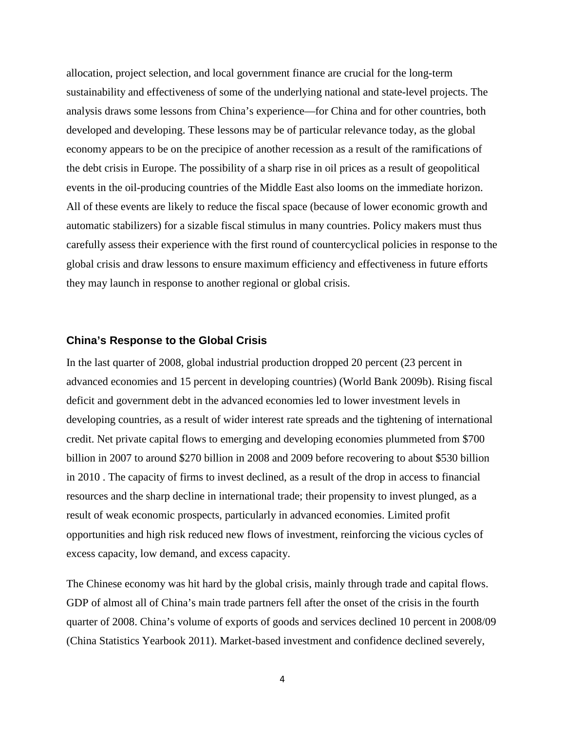allocation, project selection, and local government finance are crucial for the long-term sustainability and effectiveness of some of the underlying national and state-level projects. The analysis draws some lessons from China's experience—for China and for other countries, both developed and developing. These lessons may be of particular relevance today, as the global economy appears to be on the precipice of another recession as a result of the ramifications of the debt crisis in Europe. The possibility of a sharp rise in oil prices as a result of geopolitical events in the oil-producing countries of the Middle East also looms on the immediate horizon. All of these events are likely to reduce the fiscal space (because of lower economic growth and automatic stabilizers) for a sizable fiscal stimulus in many countries. Policy makers must thus carefully assess their experience with the first round of countercyclical policies in response to the global crisis and draw lessons to ensure maximum efficiency and effectiveness in future efforts they may launch in response to another regional or global crisis.

### China's Response to the Global Crisis

In the last quarter of 2008, global industrial production dropped 20 percent (23 percent in advanced economies and 15 percent in developing countries) (World Bank 2009b). Rising fiscal deficit and government debt in the advanced economies led to lower investment levels in developing countries, as a result of wider interest rate spreads and the tightening of international credit. Net private capital flows to emerging and developing economies plummeted from $700 billion in 2007 to around $270 billion in 2008 and 2009 before recovering to about $530 billion in 2010 . The capacity of firms to invest declined, as a result of the drop in access to financial resources and the sharp decline in international trade; their propensity to invest plunged, as a result of weak economic prospects, particularly in advanced economies. Limited profit opportunities and high risk reduced new flows of investment, reinforcing the vicious cycles of excess capacity, low demand, and excess capacity.

The Chinese economy was hit hard by the global crisis, mainly through trade and capital flows. GDP of almost all of China's main trade partners fell after the onset of the crisis in the fourth quarter of 2008. China's volume of exports of goods and services declined 10 percent in 2008/09 (China Statistics Yearbook 2011). Market-based investment and confidence declined severely,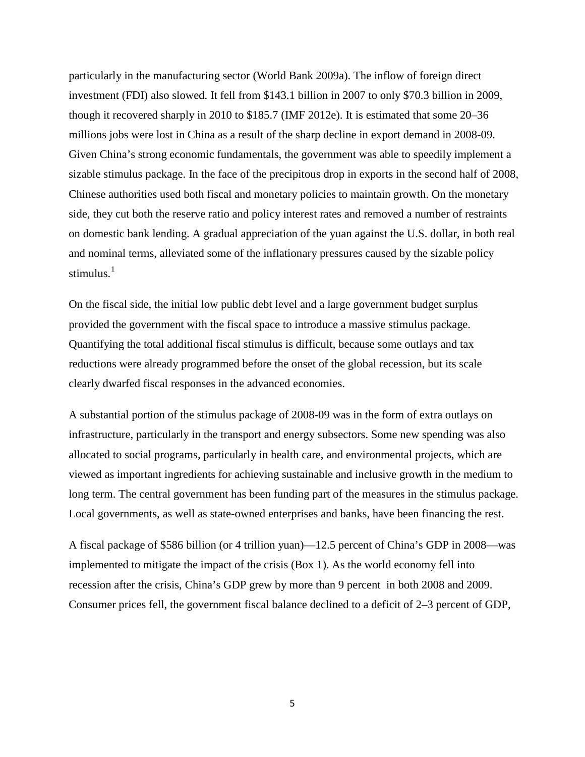particularly in the manufacturing sector (World Bank 2009a). The inflow of foreign direct investment (FDI) also slowed. It fell from $143.1 billion in 2007 to only $70.3 billion in 2009, though it recovered sharply in 2010 to $185.7 (IMF 2012e). It is estimated that some 20–36 millions jobs were lost in China as a result of the sharp decline in export demand in 2008-09. Given China's strong economic fundamentals, the government was able to speedily implement a sizable stimulus package. In the face of the precipitous drop in exports in the second half of 2008, Chinese authorities used both fiscal and monetary policies to maintain growth. On the monetary side, they cut both the reserve ratio and policy interest rates and removed a number of restraints on domestic bank lending. A gradual appreciation of the yuan against the U.S. dollar, in both real and nominal terms, alleviated some of the inflationary pressures caused by the sizable policy stimulus.[1]

On the fiscal side, the initial low public debt level and a large government budget surplus provided the government with the fiscal space to introduce a massive stimulus package. Quantifying the total additional fiscal stimulus is difficult, because some outlays and tax reductions were already programmed before the onset of the global recession, but its scale clearly dwarfed fiscal responses in the advanced economies.

A substantial portion of the stimulus package of 2008-09 was in the form of extra outlays on infrastructure, particularly in the transport and energy subsectors. Some new spending was also allocated to social programs, particularly in health care, and environmental projects, which are viewed as important ingredients for achieving sustainable and inclusive growth in the medium to long term. The central government has been funding part of the measures in the stimulus package. Local governments, as well as state-owned enterprises and banks, have been financing the rest.

A fiscal package of $586 billion (or 4 trillion yuan)—12.5 percent of China's GDP in 2008—was implemented to mitigate the impact of the crisis (Box 1). As the world economy fell into recession after the crisis, China's GDP grew by more than 9 percent in both 2008 and 2009. Consumer prices fell, the government fiscal balance declined to a deficit of 2–3 percent of GDP,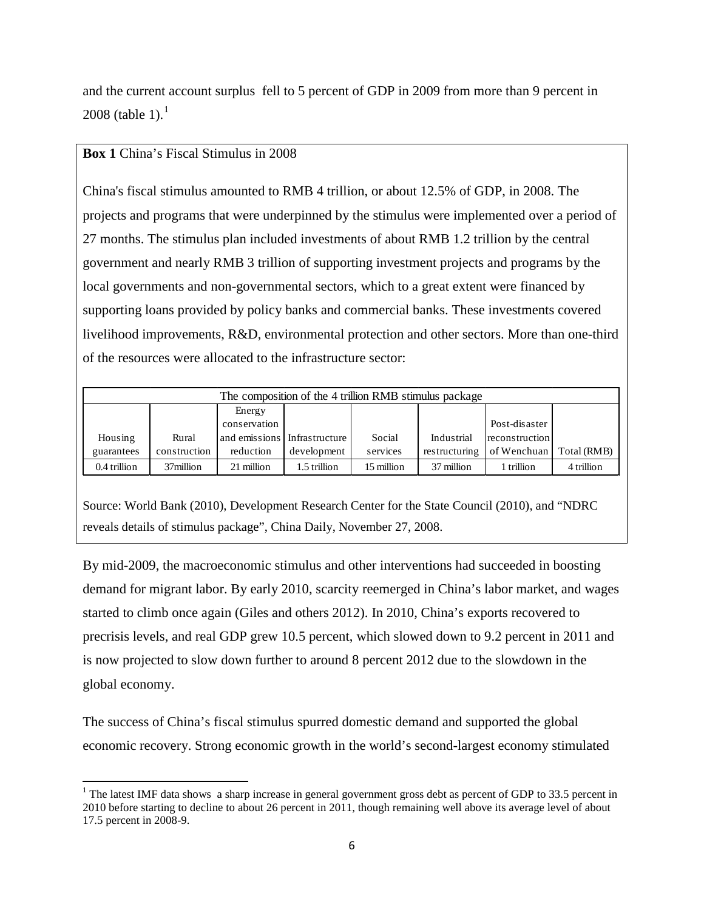and the current account surplus fell to 5 percent of GDP in 2009 from more than 9 percent in 2008 (table 1).[1]

**Box 1** China's Fiscal Stimulus in 2008

China's fiscal stimulus amounted to RMB 4 trillion, or about 12.5% of GDP, in 2008. The projects and programs that were underpinned by the stimulus were implemented over a period of 27 months. The stimulus plan included investments of about RMB 1.2 trillion by the central government and nearly RMB 3 trillion of supporting investment projects and programs by the local governments and non-governmental sectors, which to a great extent were financed by supporting loans provided by policy banks and commercial banks. These investments covered livelihood improvements, R&D, environmental protection and other sectors. More than one-third of the resources were allocated to the infrastructure sector:

| The composition of the 4 trillion RMB stimulus package | | | | | | | |
|---|---|---|---|---|---|---|---|
| Housing guarantees | Rural construction | Energy conservation and emissions reduction | Infrastructure development | Social services | Industrial restructuring | Post-disaster reconstruction of Wenchuan | Total (RMB) |
| 0.4 trillion | 37million | 21 million | 1.5 trillion | 15 million | 37 million | 1 trillion | 4 trillion |

Source: World Bank (2010), Development Research Center for the State Council (2010), and "NDRC reveals details of stimulus package", China Daily, November 27, 2008.

By mid-2009, the macroeconomic stimulus and other interventions had succeeded in boosting demand for migrant labor. By early 2010, scarcity reemerged in China's labor market, and wages started to climb once again (Giles and others 2012). In 2010, China's exports recovered to precrisis levels, and real GDP grew 10.5 percent, which slowed down to 9.2 percent in 2011 and is now projected to slow down further to around 8 percent 2012 due to the slowdown in the global economy.

The success of China's fiscal stimulus spurred domestic demand and supported the global economic recovery. Strong economic growth in the world's second-largest economy stimulated

[1] The latest IMF data shows a sharp increase in general government gross debt as percent of GDP to 33.5 percent in 2010 before starting to decline to about 26 percent in 2011, though remaining well above its average level of about 17.5 percent in 2008-9.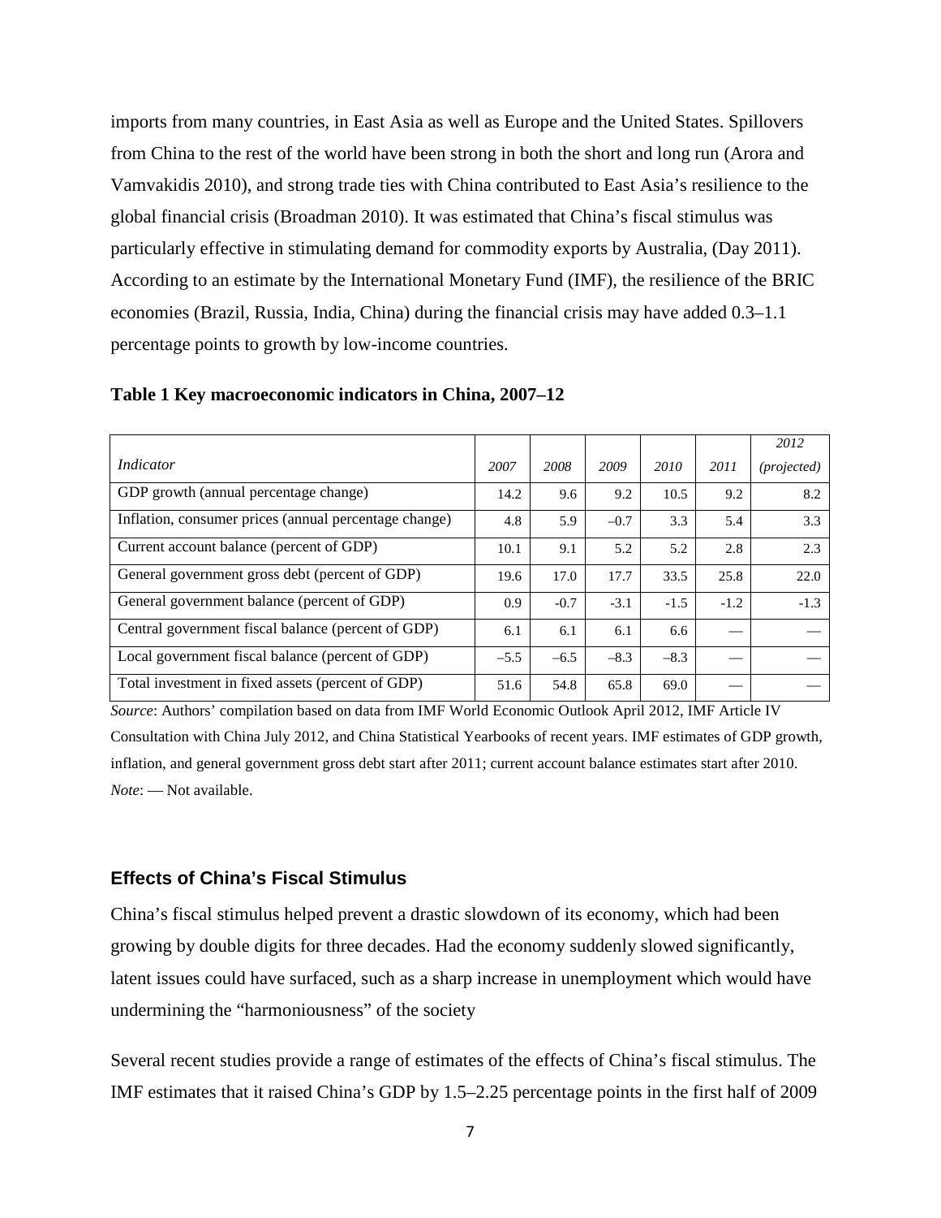imports from many countries, in East Asia as well as Europe and the United States. Spillovers from China to the rest of the world have been strong in both the short and long run (Arora and Vamvakidis 2010), and strong trade ties with China contributed to East Asia's resilience to the global financial crisis (Broadman 2010). It was estimated that China's fiscal stimulus was particularly effective in stimulating demand for commodity exports by Australia, (Day 2011). According to an estimate by the International Monetary Fund (IMF), the resilience of the BRIC economies (Brazil, Russia, India, China) during the financial crisis may have added 0.3–1.1 percentage points to growth by low-income countries.

**Table 1 Key macroeconomic indicators in China, 2007–12**

| *Indicator* | *2007* | *2008* | *2009* | *2010* | *2011* | *2012 (projected)* |
|---|---|---|---|---|---|---|
| GDP growth (annual percentage change) | 14.2 | 9.6 | 9.2 | 10.5 | 9.2 | 8.2 |
| Inflation, consumer prices (annual percentage change) | 4.8 | 5.9 | –0.7 | 3.3 | 5.4 | 3.3 |
| Current account balance (percent of GDP) | 10.1 | 9.1 | 5.2 | 5.2 | 2.8 | 2.3 |
| General government gross debt (percent of GDP) | 19.6 | 17.0 | 17.7 | 33.5 | 25.8 | 22.0 |
| General government balance (percent of GDP) | 0.9 | -0.7 | -3.1 | -1.5 | -1.2 | -1.3 |
| Central government fiscal balance (percent of GDP) | 6.1 | 6.1 | 6.1 | 6.6 | — | — |
| Local government fiscal balance (percent of GDP) | –5.5 | –6.5 | –8.3 | –8.3 | — | — |
| Total investment in fixed assets (percent of GDP) | 51.6 | 54.8 | 65.8 | 69.0 | — | — |

*Source*: Authors' compilation based on data from IMF World Economic Outlook April 2012, IMF Article IV Consultation with China July 2012, and China Statistical Yearbooks of recent years. IMF estimates of GDP growth, inflation, and general government gross debt start after 2011; current account balance estimates start after 2010.
*Note*: — Not available.

### Effects of China's Fiscal Stimulus

China's fiscal stimulus helped prevent a drastic slowdown of its economy, which had been growing by double digits for three decades. Had the economy suddenly slowed significantly, latent issues could have surfaced, such as a sharp increase in unemployment which would have undermining the "harmoniousness" of the society

Several recent studies provide a range of estimates of the effects of China's fiscal stimulus. The IMF estimates that it raised China's GDP by 1.5–2.25 percentage points in the first half of 2009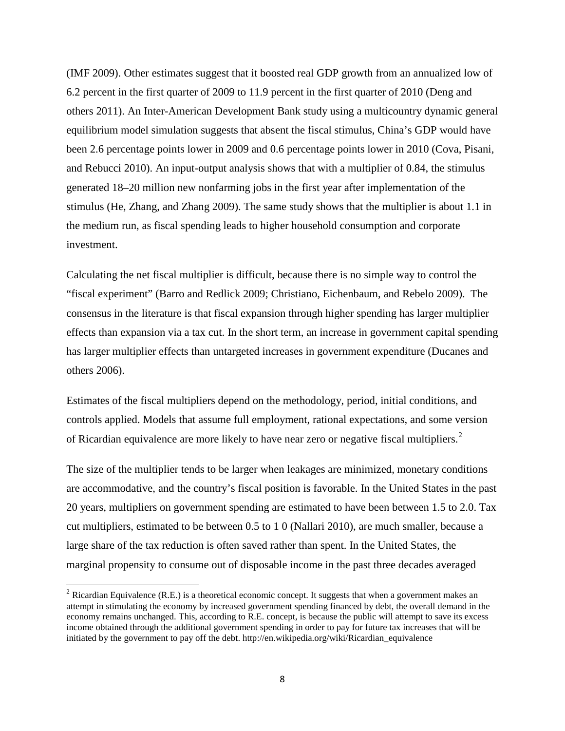(IMF 2009). Other estimates suggest that it boosted real GDP growth from an annualized low of 6.2 percent in the first quarter of 2009 to 11.9 percent in the first quarter of 2010 (Deng and others 2011). An Inter-American Development Bank study using a multicountry dynamic general equilibrium model simulation suggests that absent the fiscal stimulus, China's GDP would have been 2.6 percentage points lower in 2009 and 0.6 percentage points lower in 2010 (Cova, Pisani, and Rebucci 2010). An input-output analysis shows that with a multiplier of 0.84, the stimulus generated 18–20 million new nonfarming jobs in the first year after implementation of the stimulus (He, Zhang, and Zhang 2009). The same study shows that the multiplier is about 1.1 in the medium run, as fiscal spending leads to higher household consumption and corporate investment.

Calculating the net fiscal multiplier is difficult, because there is no simple way to control the "fiscal experiment" (Barro and Redlick 2009; Christiano, Eichenbaum, and Rebelo 2009). The consensus in the literature is that fiscal expansion through higher spending has larger multiplier effects than expansion via a tax cut. In the short term, an increase in government capital spending has larger multiplier effects than untargeted increases in government expenditure (Ducanes and others 2006).

Estimates of the fiscal multipliers depend on the methodology, period, initial conditions, and controls applied. Models that assume full employment, rational expectations, and some version of Ricardian equivalence are more likely to have near zero or negative fiscal multipliers.[2]

The size of the multiplier tends to be larger when leakages are minimized, monetary conditions are accommodative, and the country's fiscal position is favorable. In the United States in the past 20 years, multipliers on government spending are estimated to have been between 1.5 to 2.0. Tax cut multipliers, estimated to be between 0.5 to 1 0 (Nallari 2010), are much smaller, because a large share of the tax reduction is often saved rather than spent. In the United States, the marginal propensity to consume out of disposable income in the past three decades averaged

[2] Ricardian Equivalence (R.E.) is a theoretical economic concept. It suggests that when a government makes an attempt in stimulating the economy by increased government spending financed by debt, the overall demand in the economy remains unchanged. This, according to R.E. concept, is because the public will attempt to save its excess income obtained through the additional government spending in order to pay for future tax increases that will be initiated by the government to pay off the debt. http://en.wikipedia.org/wiki/Ricardian_equivalence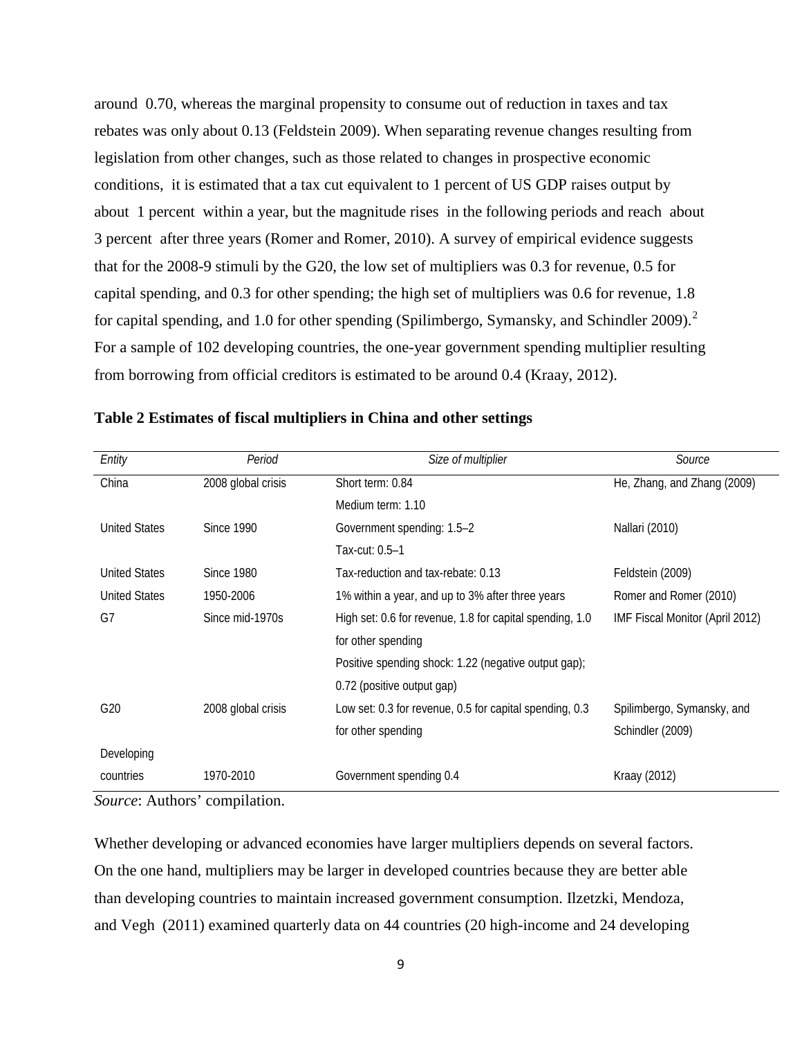around 0.70, whereas the marginal propensity to consume out of reduction in taxes and tax rebates was only about 0.13 (Feldstein 2009). When separating revenue changes resulting from legislation from other changes, such as those related to changes in prospective economic conditions, it is estimated that a tax cut equivalent to 1 percent of US GDP raises output by about 1 percent within a year, but the magnitude rises in the following periods and reach about 3 percent after three years (Romer and Romer, 2010). A survey of empirical evidence suggests that for the 2008-9 stimuli by the G20, the low set of multipliers was 0.3 for revenue, 0.5 for capital spending, and 0.3 for other spending; the high set of multipliers was 0.6 for revenue, 1.8 for capital spending, and 1.0 for other spending (Spilimbergo, Symansky, and Schindler 2009).[2] For a sample of 102 developing countries, the one-year government spending multiplier resulting from borrowing from official creditors is estimated to be around 0.4 (Kraay, 2012).

**Table 2 Estimates of fiscal multipliers in China and other settings**

| *Entity* | *Period* | *Size of multiplier* | *Source* |
|---|---|---|---|
| China | 2008 global crisis | Short term: 0.84<br>Medium term: 1.10 | He, Zhang, and Zhang (2009) |
| United States | Since 1990 | Government spending: 1.5–2<br>Tax-cut: 0.5–1 | Nallari (2010) |
| United States | Since 1980 | Tax-reduction and tax-rebate: 0.13 | Feldstein (2009) |
| United States | 1950-2006 | 1% within a year, and up to 3% after three years | Romer and Romer (2010) |
| G7 | Since mid-1970s | High set: 0.6 for revenue, 1.8 for capital spending, 1.0 for other spending<br>Positive spending shock: 1.22 (negative output gap); 0.72 (positive output gap) | IMF Fiscal Monitor (April 2012) |
| G20 | 2008 global crisis | Low set: 0.3 for revenue, 0.5 for capital spending, 0.3 for other spending | Spilimbergo, Symansky, and Schindler (2009) |
| Developing countries | 1970-2010 | Government spending 0.4 | Kraay (2012) |

*Source*: Authors' compilation.

Whether developing or advanced economies have larger multipliers depends on several factors. On the one hand, multipliers may be larger in developed countries because they are better able than developing countries to maintain increased government consumption. Ilzetzki, Mendoza, and Vegh (2011) examined quarterly data on 44 countries (20 high-income and 24 developing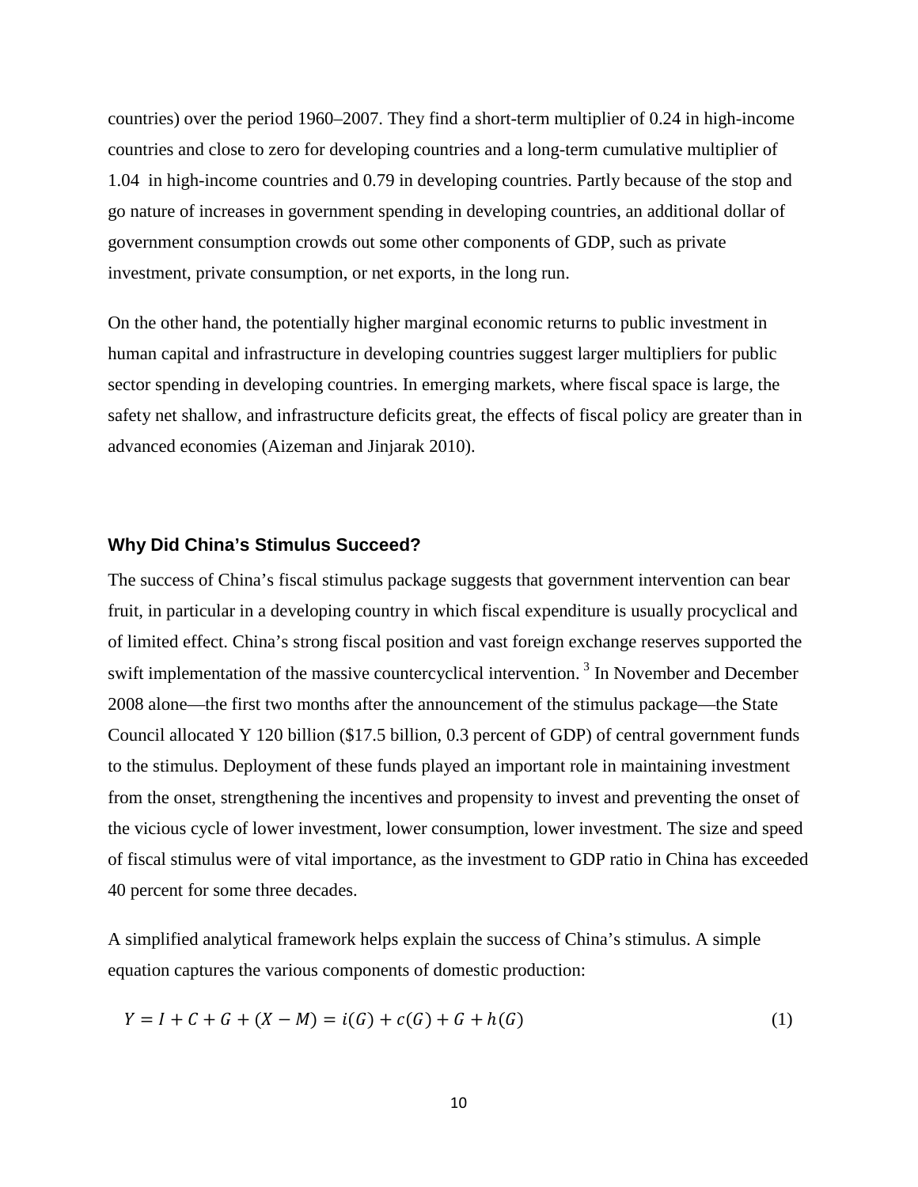countries) over the period 1960–2007. They find a short-term multiplier of 0.24 in high-income countries and close to zero for developing countries and a long-term cumulative multiplier of 1.04 in high-income countries and 0.79 in developing countries. Partly because of the stop and go nature of increases in government spending in developing countries, an additional dollar of government consumption crowds out some other components of GDP, such as private investment, private consumption, or net exports, in the long run.

On the other hand, the potentially higher marginal economic returns to public investment in human capital and infrastructure in developing countries suggest larger multipliers for public sector spending in developing countries. In emerging markets, where fiscal space is large, the safety net shallow, and infrastructure deficits great, the effects of fiscal policy are greater than in advanced economies (Aizeman and Jinjarak 2010).

### Why Did China's Stimulus Succeed?

The success of China's fiscal stimulus package suggests that government intervention can bear fruit, in particular in a developing country in which fiscal expenditure is usually procyclical and of limited effect. China's strong fiscal position and vast foreign exchange reserves supported the swift implementation of the massive countercyclical intervention. [3] In November and December 2008 alone—the first two months after the announcement of the stimulus package—the State Council allocated Y 120 billion ($17.5 billion, 0.3 percent of GDP) of central government funds to the stimulus. Deployment of these funds played an important role in maintaining investment from the onset, strengthening the incentives and propensity to invest and preventing the onset of the vicious cycle of lower investment, lower consumption, lower investment. The size and speed of fiscal stimulus were of vital importance, as the investment to GDP ratio in China has exceeded 40 percent for some three decades.

A simplified analytical framework helps explain the success of China's stimulus. A simple equation captures the various components of domestic production:

$$Y = I + C + G + (X - M) = i(G) + c(G) + G + h(G) \tag{1}$$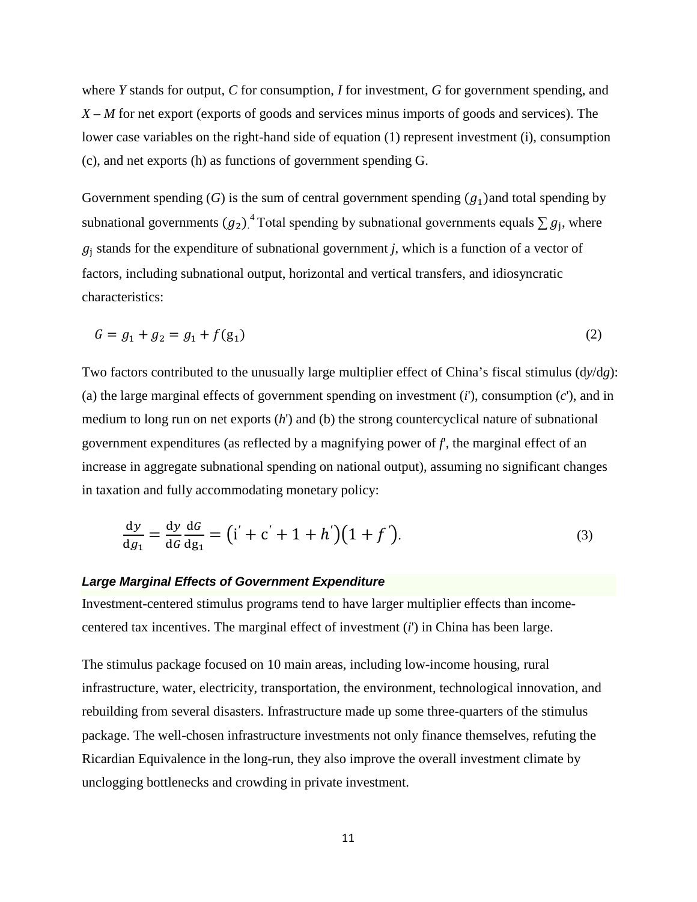where *Y* stands for output, *C* for consumption, *I* for investment, *G* for government spending, and *X* – *M* for net export (exports of goods and services minus imports of goods and services). The lower case variables on the right-hand side of equation (1) represent investment (i), consumption (c), and net exports (h) as functions of government spending G.

Government spending (*G*) is the sum of central government spending ($g_1$)and total spending by subnational governments ($g_2$).[4] Total spending by subnational governments equals $\sum g_j$, where $g_j$ stands for the expenditure of subnational government *j*, which is a function of a vector of factors, including subnational output, horizontal and vertical transfers, and idiosyncratic characteristics:

$$G = g_1 + g_2 = g_1 + f(g_1) \tag{2}$$

Two factors contributed to the unusually large multiplier effect of China's fiscal stimulus (d*y*/d*g*): (a) the large marginal effects of government spending on investment ($i'$), consumption ($c'$), and in medium to long run on net exports ($h'$) and (b) the strong countercyclical nature of subnational government expenditures (as reflected by a magnifying power of $f'$, the marginal effect of an increase in aggregate subnational spending on national output), assuming no significant changes in taxation and fully accommodating monetary policy:

$$\frac{\mathrm{d}y}{\mathrm{d}g_1} = \frac{\mathrm{d}y}{\mathrm{d}G}\frac{\mathrm{d}G}{\mathrm{d}g_1} = \left(i' + c' + 1 + h'\right)\left(1 + f'\right). \tag{3}$$

#### *Large Marginal Effects of Government Expenditure*

Investment-centered stimulus programs tend to have larger multiplier effects than income-centered tax incentives. The marginal effect of investment ($i'$) in China has been large.

The stimulus package focused on 10 main areas, including low-income housing, rural infrastructure, water, electricity, transportation, the environment, technological innovation, and rebuilding from several disasters. Infrastructure made up some three-quarters of the stimulus package. The well-chosen infrastructure investments not only finance themselves, refuting the Ricardian Equivalence in the long-run, they also improve the overall investment climate by unclogging bottlenecks and crowding in private investment.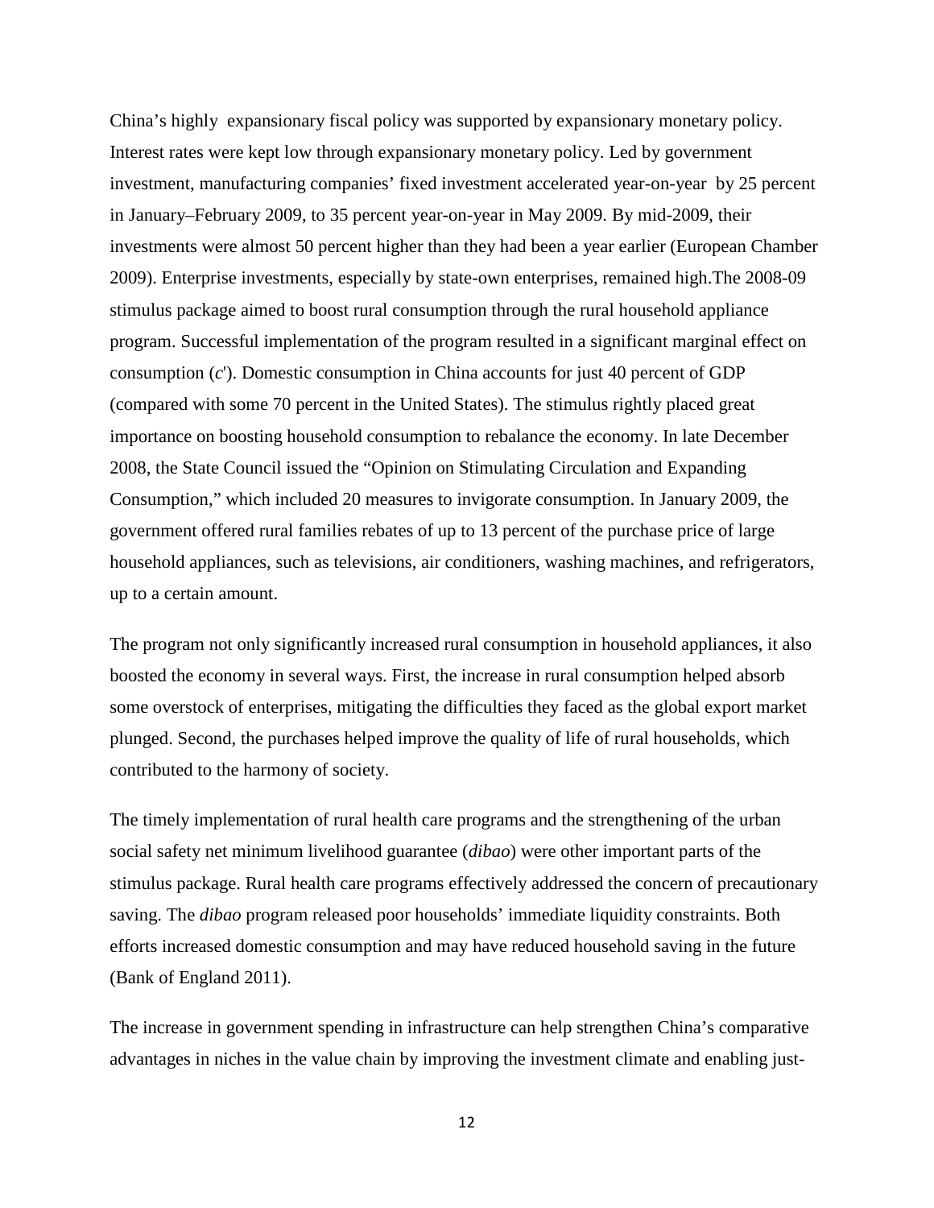China's highly expansionary fiscal policy was supported by expansionary monetary policy. Interest rates were kept low through expansionary monetary policy. Led by government investment, manufacturing companies' fixed investment accelerated year-on-year by 25 percent in January–February 2009, to 35 percent year-on-year in May 2009. By mid-2009, their investments were almost 50 percent higher than they had been a year earlier (European Chamber 2009). Enterprise investments, especially by state-own enterprises, remained high.The 2008-09 stimulus package aimed to boost rural consumption through the rural household appliance program. Successful implementation of the program resulted in a significant marginal effect on consumption ($c'$). Domestic consumption in China accounts for just 40 percent of GDP (compared with some 70 percent in the United States). The stimulus rightly placed great importance on boosting household consumption to rebalance the economy. In late December 2008, the State Council issued the "Opinion on Stimulating Circulation and Expanding Consumption," which included 20 measures to invigorate consumption. In January 2009, the government offered rural families rebates of up to 13 percent of the purchase price of large household appliances, such as televisions, air conditioners, washing machines, and refrigerators, up to a certain amount.

The program not only significantly increased rural consumption in household appliances, it also boosted the economy in several ways. First, the increase in rural consumption helped absorb some overstock of enterprises, mitigating the difficulties they faced as the global export market plunged. Second, the purchases helped improve the quality of life of rural households, which contributed to the harmony of society.

The timely implementation of rural health care programs and the strengthening of the urban social safety net minimum livelihood guarantee (*dibao*) were other important parts of the stimulus package. Rural health care programs effectively addressed the concern of precautionary saving. The *dibao* program released poor households' immediate liquidity constraints. Both efforts increased domestic consumption and may have reduced household saving in the future (Bank of England 2011).

The increase in government spending in infrastructure can help strengthen China's comparative advantages in niches in the value chain by improving the investment climate and enabling just-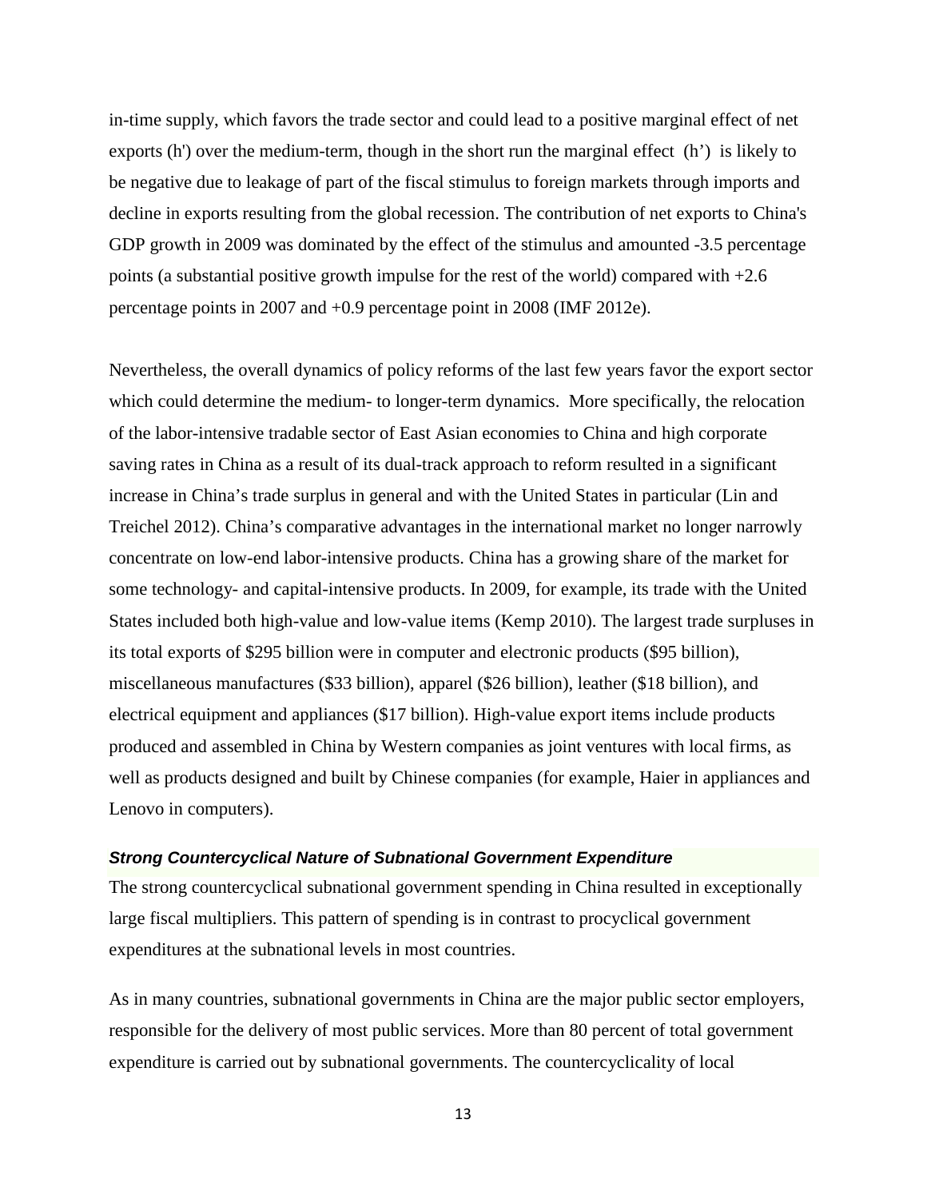in-time supply, which favors the trade sector and could lead to a positive marginal effect of net exports (h') over the medium-term, though in the short run the marginal effect (h') is likely to be negative due to leakage of part of the fiscal stimulus to foreign markets through imports and decline in exports resulting from the global recession. The contribution of net exports to China's GDP growth in 2009 was dominated by the effect of the stimulus and amounted -3.5 percentage points (a substantial positive growth impulse for the rest of the world) compared with +2.6 percentage points in 2007 and +0.9 percentage point in 2008 (IMF 2012e).

Nevertheless, the overall dynamics of policy reforms of the last few years favor the export sector which could determine the medium- to longer-term dynamics. More specifically, the relocation of the labor-intensive tradable sector of East Asian economies to China and high corporate saving rates in China as a result of its dual-track approach to reform resulted in a significant increase in China's trade surplus in general and with the United States in particular (Lin and Treichel 2012). China's comparative advantages in the international market no longer narrowly concentrate on low-end labor-intensive products. China has a growing share of the market for some technology- and capital-intensive products. In 2009, for example, its trade with the United States included both high-value and low-value items (Kemp 2010). The largest trade surpluses in its total exports of \$295 billion were in computer and electronic products (\$95 billion), miscellaneous manufactures (\$33 billion), apparel (\$26 billion), leather (\$18 billion), and electrical equipment and appliances (\$17 billion). High-value export items include products produced and assembled in China by Western companies as joint ventures with local firms, as well as products designed and built by Chinese companies (for example, Haier in appliances and Lenovo in computers).

### *Strong Countercyclical Nature of Subnational Government Expenditure*

The strong countercyclical subnational government spending in China resulted in exceptionally large fiscal multipliers. This pattern of spending is in contrast to procyclical government expenditures at the subnational levels in most countries.

As in many countries, subnational governments in China are the major public sector employers, responsible for the delivery of most public services. More than 80 percent of total government expenditure is carried out by subnational governments. The countercyclicality of local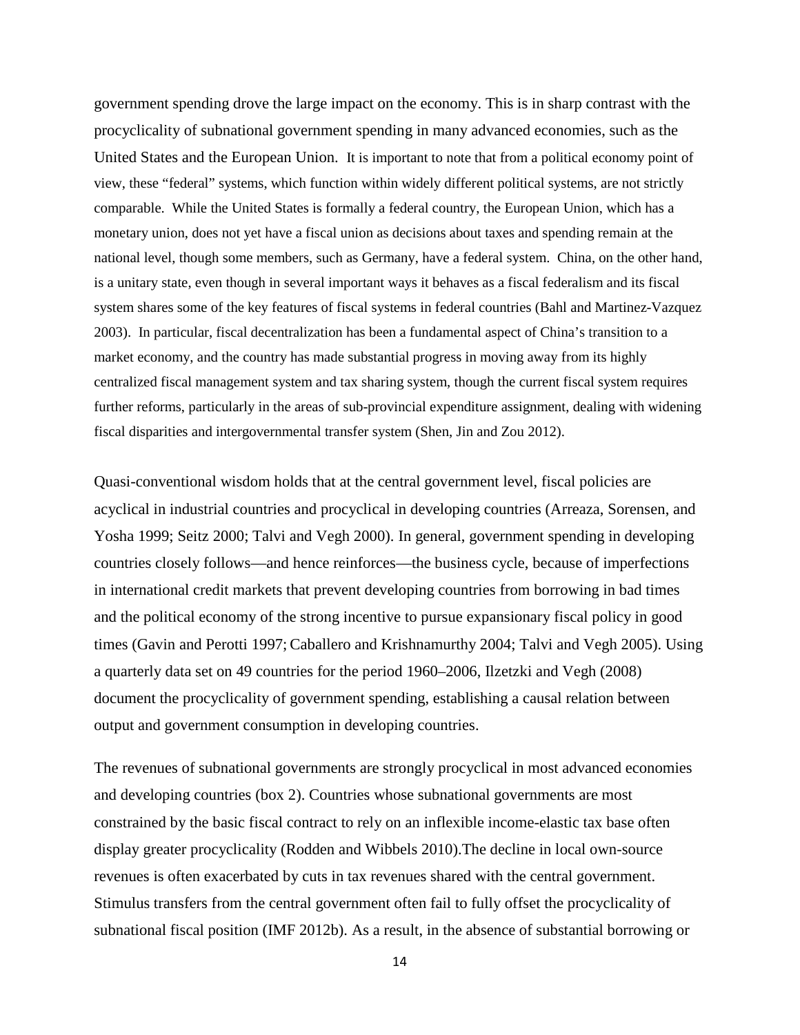government spending drove the large impact on the economy. This is in sharp contrast with the procyclicality of subnational government spending in many advanced economies, such as the United States and the European Union. It is important to note that from a political economy point of view, these "federal" systems, which function within widely different political systems, are not strictly comparable. While the United States is formally a federal country, the European Union, which has a monetary union, does not yet have a fiscal union as decisions about taxes and spending remain at the national level, though some members, such as Germany, have a federal system. China, on the other hand, is a unitary state, even though in several important ways it behaves as a fiscal federalism and its fiscal system shares some of the key features of fiscal systems in federal countries (Bahl and Martinez-Vazquez 2003). In particular, fiscal decentralization has been a fundamental aspect of China's transition to a market economy, and the country has made substantial progress in moving away from its highly centralized fiscal management system and tax sharing system, though the current fiscal system requires further reforms, particularly in the areas of sub-provincial expenditure assignment, dealing with widening fiscal disparities and intergovernmental transfer system (Shen, Jin and Zou 2012).

Quasi-conventional wisdom holds that at the central government level, fiscal policies are acyclical in industrial countries and procyclical in developing countries (Arreaza, Sorensen, and Yosha 1999; Seitz 2000; Talvi and Vegh 2000). In general, government spending in developing countries closely follows—and hence reinforces—the business cycle, because of imperfections in international credit markets that prevent developing countries from borrowing in bad times and the political economy of the strong incentive to pursue expansionary fiscal policy in good times (Gavin and Perotti 1997; Caballero and Krishnamurthy 2004; Talvi and Vegh 2005). Using a quarterly data set on 49 countries for the period 1960–2006, Ilzetzki and Vegh (2008) document the procyclicality of government spending, establishing a causal relation between output and government consumption in developing countries.

The revenues of subnational governments are strongly procyclical in most advanced economies and developing countries (box 2). Countries whose subnational governments are most constrained by the basic fiscal contract to rely on an inflexible income-elastic tax base often display greater procyclicality (Rodden and Wibbels 2010).The decline in local own-source revenues is often exacerbated by cuts in tax revenues shared with the central government. Stimulus transfers from the central government often fail to fully offset the procyclicality of subnational fiscal position (IMF 2012b). As a result, in the absence of substantial borrowing or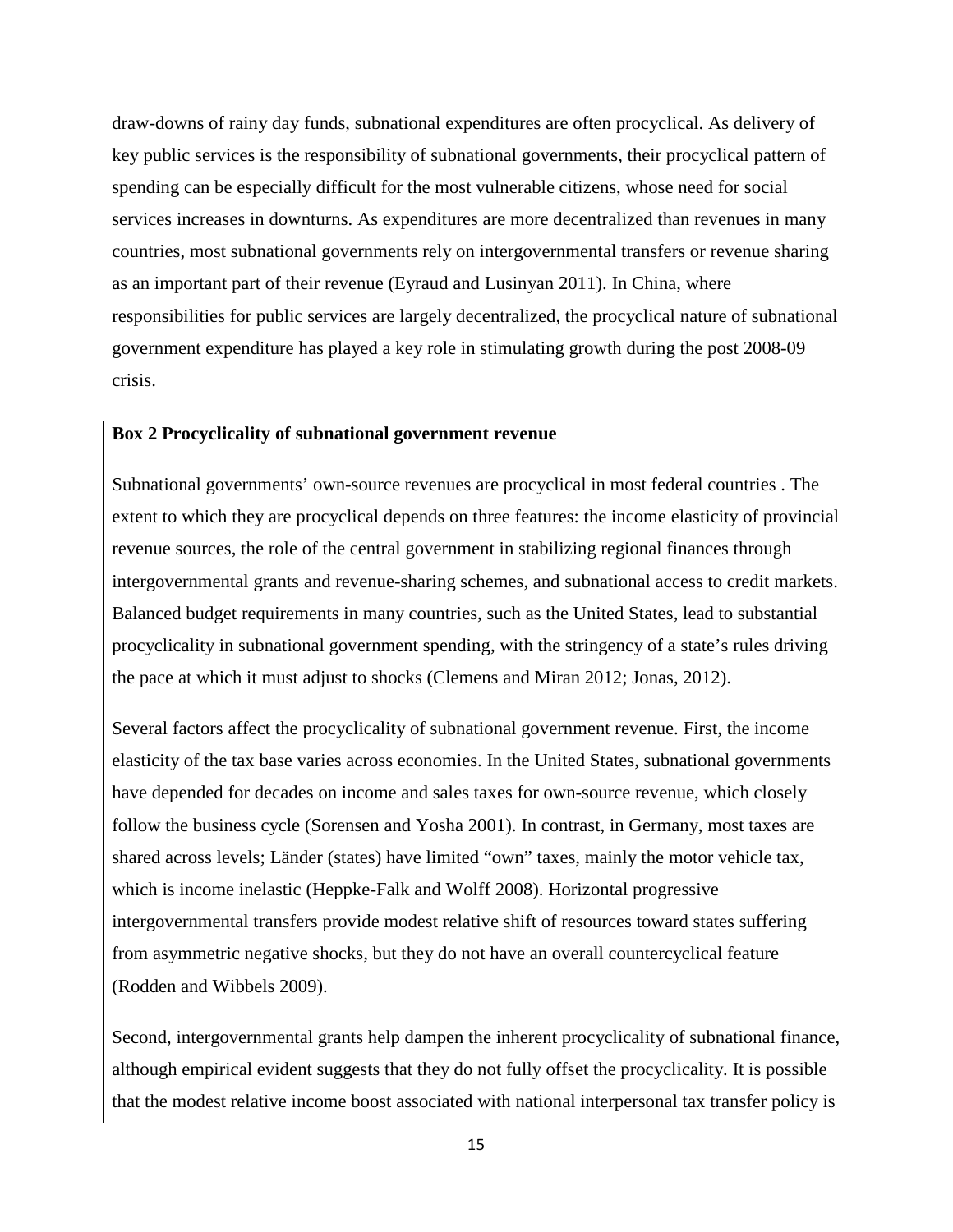draw-downs of rainy day funds, subnational expenditures are often procyclical. As delivery of key public services is the responsibility of subnational governments, their procyclical pattern of spending can be especially difficult for the most vulnerable citizens, whose need for social services increases in downturns. As expenditures are more decentralized than revenues in many countries, most subnational governments rely on intergovernmental transfers or revenue sharing as an important part of their revenue (Eyraud and Lusinyan 2011). In China, where responsibilities for public services are largely decentralized, the procyclical nature of subnational government expenditure has played a key role in stimulating growth during the post 2008-09 crisis.

**Box 2 Procyclicality of subnational government revenue**

Subnational governments' own-source revenues are procyclical in most federal countries . The extent to which they are procyclical depends on three features: the income elasticity of provincial revenue sources, the role of the central government in stabilizing regional finances through intergovernmental grants and revenue-sharing schemes, and subnational access to credit markets. Balanced budget requirements in many countries, such as the United States, lead to substantial procyclicality in subnational government spending, with the stringency of a state's rules driving the pace at which it must adjust to shocks (Clemens and Miran 2012; Jonas, 2012).

Several factors affect the procyclicality of subnational government revenue. First, the income elasticity of the tax base varies across economies. In the United States, subnational governments have depended for decades on income and sales taxes for own-source revenue, which closely follow the business cycle (Sorensen and Yosha 2001). In contrast, in Germany, most taxes are shared across levels; Länder (states) have limited "own" taxes, mainly the motor vehicle tax, which is income inelastic (Heppke-Falk and Wolff 2008). Horizontal progressive intergovernmental transfers provide modest relative shift of resources toward states suffering from asymmetric negative shocks, but they do not have an overall countercyclical feature (Rodden and Wibbels 2009).

Second, intergovernmental grants help dampen the inherent procyclicality of subnational finance, although empirical evident suggests that they do not fully offset the procyclicality. It is possible that the modest relative income boost associated with national interpersonal tax transfer policy is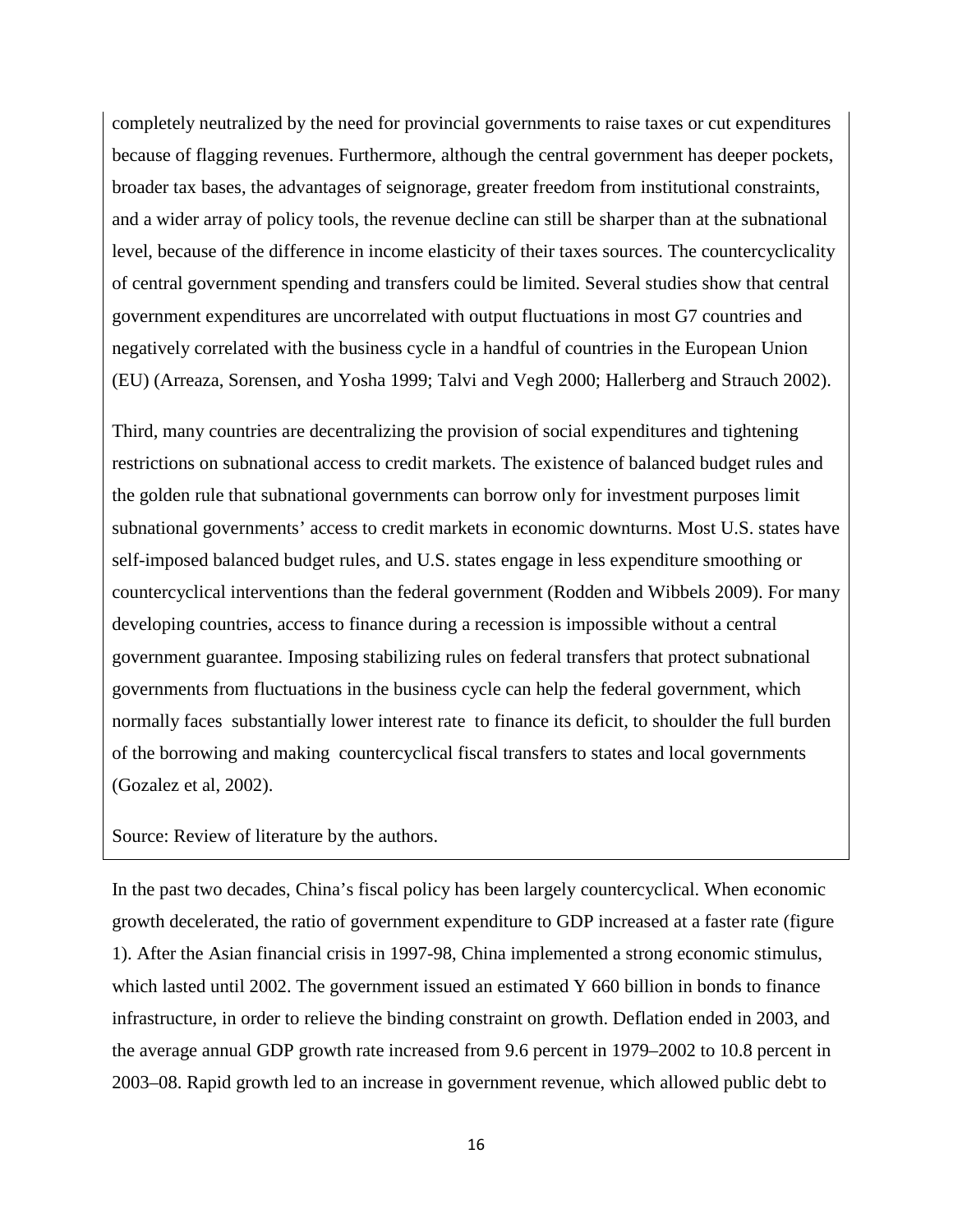completely neutralized by the need for provincial governments to raise taxes or cut expenditures because of flagging revenues. Furthermore, although the central government has deeper pockets, broader tax bases, the advantages of seignorage, greater freedom from institutional constraints, and a wider array of policy tools, the revenue decline can still be sharper than at the subnational level, because of the difference in income elasticity of their taxes sources. The countercyclicality of central government spending and transfers could be limited. Several studies show that central government expenditures are uncorrelated with output fluctuations in most G7 countries and negatively correlated with the business cycle in a handful of countries in the European Union (EU) (Arreaza, Sorensen, and Yosha 1999; Talvi and Vegh 2000; Hallerberg and Strauch 2002).

Third, many countries are decentralizing the provision of social expenditures and tightening restrictions on subnational access to credit markets. The existence of balanced budget rules and the golden rule that subnational governments can borrow only for investment purposes limit subnational governments' access to credit markets in economic downturns. Most U.S. states have self-imposed balanced budget rules, and U.S. states engage in less expenditure smoothing or countercyclical interventions than the federal government (Rodden and Wibbels 2009). For many developing countries, access to finance during a recession is impossible without a central government guarantee. Imposing stabilizing rules on federal transfers that protect subnational governments from fluctuations in the business cycle can help the federal government, which normally faces substantially lower interest rate to finance its deficit, to shoulder the full burden of the borrowing and making countercyclical fiscal transfers to states and local governments (Gozalez et al, 2002).

Source: Review of literature by the authors.

In the past two decades, China's fiscal policy has been largely countercyclical. When economic growth decelerated, the ratio of government expenditure to GDP increased at a faster rate (figure 1). After the Asian financial crisis in 1997-98, China implemented a strong economic stimulus, which lasted until 2002. The government issued an estimated Y 660 billion in bonds to finance infrastructure, in order to relieve the binding constraint on growth. Deflation ended in 2003, and the average annual GDP growth rate increased from 9.6 percent in 1979–2002 to 10.8 percent in 2003–08. Rapid growth led to an increase in government revenue, which allowed public debt to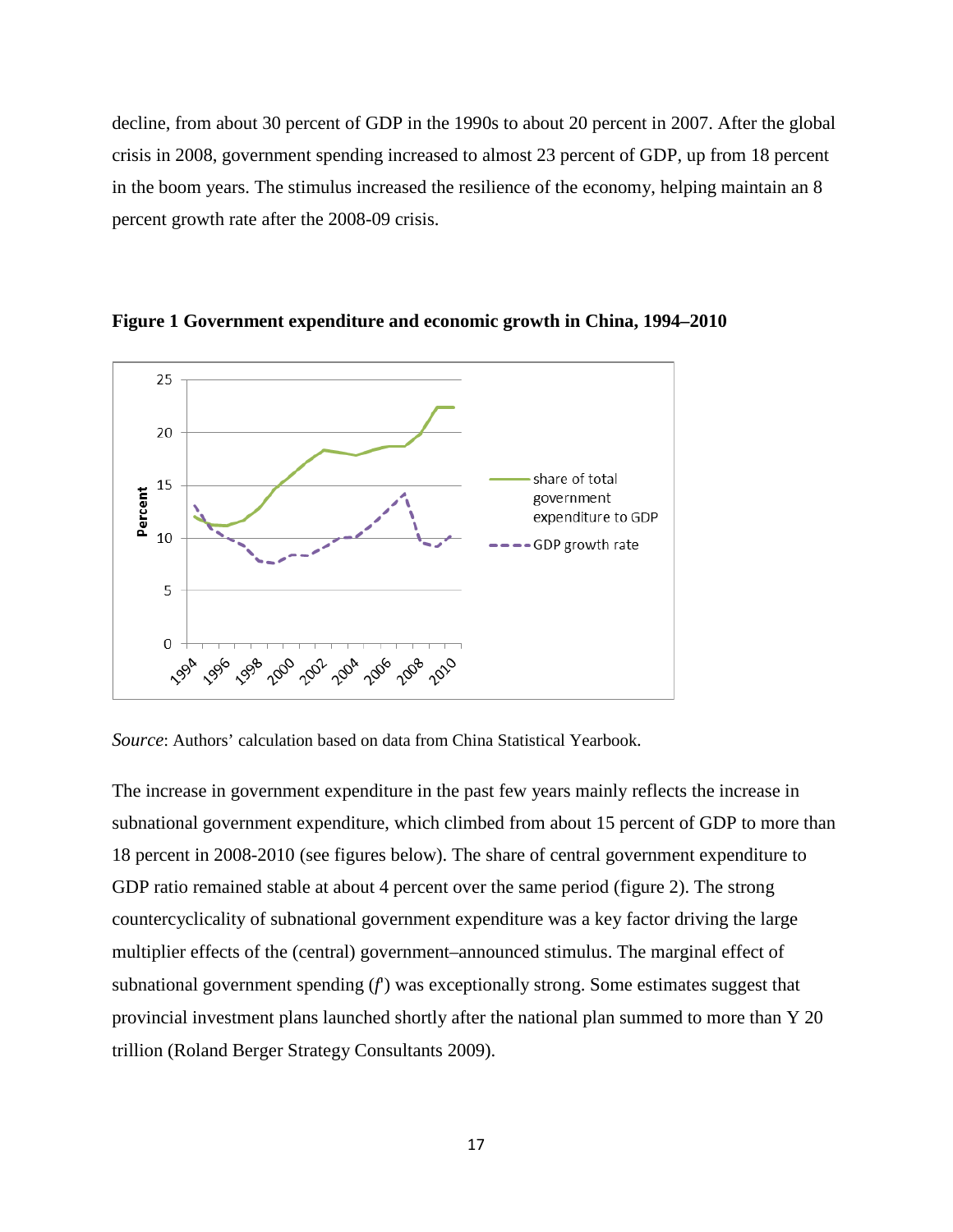decline, from about 30 percent of GDP in the 1990s to about 20 percent in 2007. After the global crisis in 2008, government spending increased to almost 23 percent of GDP, up from 18 percent in the boom years. The stimulus increased the resilience of the economy, helping maintain an 8 percent growth rate after the 2008-09 crisis.

**Figure 1 Government expenditure and economic growth in China, 1994–2010**

*Source*: Authors' calculation based on data from China Statistical Yearbook.

The increase in government expenditure in the past few years mainly reflects the increase in subnational government expenditure, which climbed from about 15 percent of GDP to more than 18 percent in 2008-2010 (see figures below). The share of central government expenditure to GDP ratio remained stable at about 4 percent over the same period (figure 2). The strong countercyclicality of subnational government expenditure was a key factor driving the large multiplier effects of the (central) government–announced stimulus. The marginal effect of subnational government spending ($f'$) was exceptionally strong. Some estimates suggest that provincial investment plans launched shortly after the national plan summed to more than Y 20 trillion (Roland Berger Strategy Consultants 2009).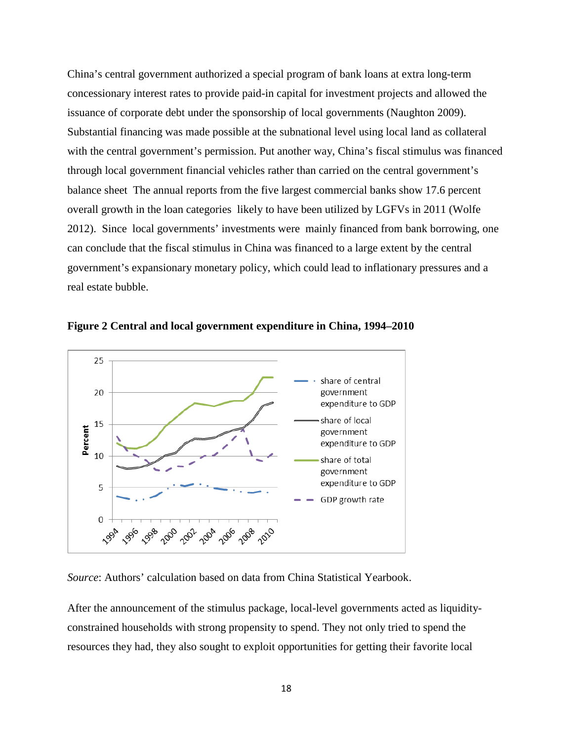China's central government authorized a special program of bank loans at extra long-term concessionary interest rates to provide paid-in capital for investment projects and allowed the issuance of corporate debt under the sponsorship of local governments (Naughton 2009). Substantial financing was made possible at the subnational level using local land as collateral with the central government's permission. Put another way, China's fiscal stimulus was financed through local government financial vehicles rather than carried on the central government's balance sheet The annual reports from the five largest commercial banks show 17.6 percent overall growth in the loan categories likely to have been utilized by LGFVs in 2011 (Wolfe 2012). Since local governments' investments were mainly financed from bank borrowing, one can conclude that the fiscal stimulus in China was financed to a large extent by the central government's expansionary monetary policy, which could lead to inflationary pressures and a real estate bubble.

**Figure 2 Central and local government expenditure in China, 1994–2010**

*Source*: Authors' calculation based on data from China Statistical Yearbook.

After the announcement of the stimulus package, local-level governments acted as liquidity-constrained households with strong propensity to spend. They not only tried to spend the resources they had, they also sought to exploit opportunities for getting their favorite local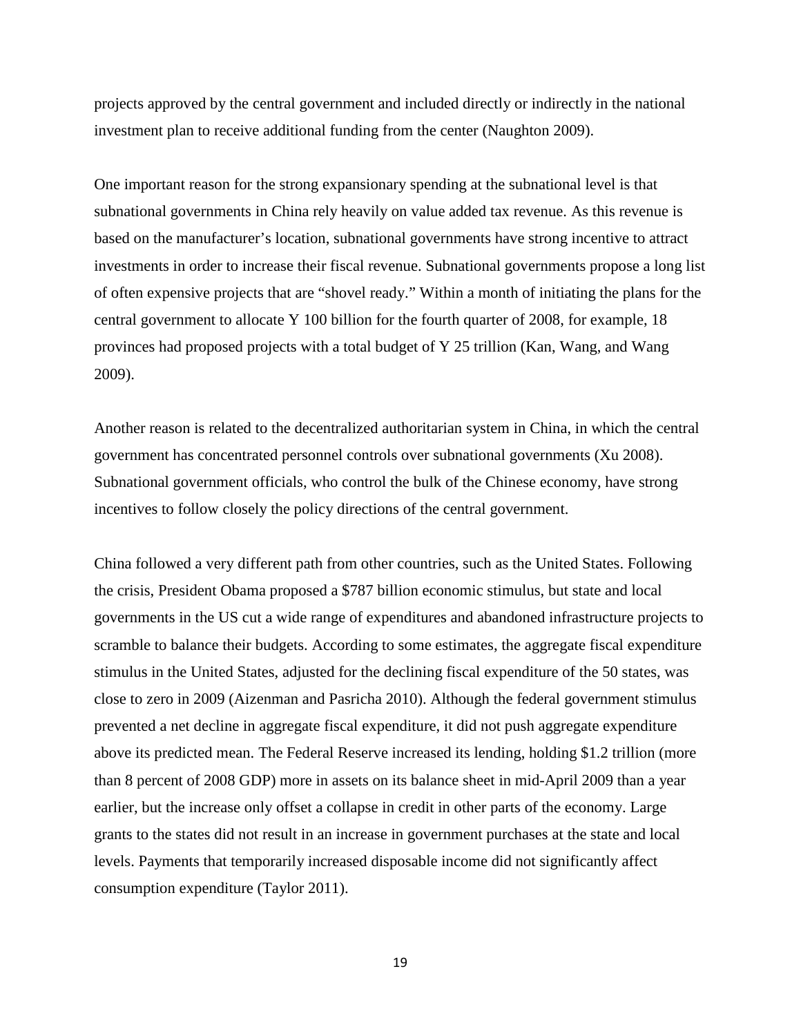projects approved by the central government and included directly or indirectly in the national investment plan to receive additional funding from the center (Naughton 2009).

One important reason for the strong expansionary spending at the subnational level is that subnational governments in China rely heavily on value added tax revenue. As this revenue is based on the manufacturer's location, subnational governments have strong incentive to attract investments in order to increase their fiscal revenue. Subnational governments propose a long list of often expensive projects that are "shovel ready." Within a month of initiating the plans for the central government to allocate Y 100 billion for the fourth quarter of 2008, for example, 18 provinces had proposed projects with a total budget of Y 25 trillion (Kan, Wang, and Wang 2009).

Another reason is related to the decentralized authoritarian system in China, in which the central government has concentrated personnel controls over subnational governments (Xu 2008). Subnational government officials, who control the bulk of the Chinese economy, have strong incentives to follow closely the policy directions of the central government.

China followed a very different path from other countries, such as the United States. Following the crisis, President Obama proposed a $787 billion economic stimulus, but state and local governments in the US cut a wide range of expenditures and abandoned infrastructure projects to scramble to balance their budgets. According to some estimates, the aggregate fiscal expenditure stimulus in the United States, adjusted for the declining fiscal expenditure of the 50 states, was close to zero in 2009 (Aizenman and Pasricha 2010). Although the federal government stimulus prevented a net decline in aggregate fiscal expenditure, it did not push aggregate expenditure above its predicted mean. The Federal Reserve increased its lending, holding $1.2 trillion (more than 8 percent of 2008 GDP) more in assets on its balance sheet in mid-April 2009 than a year earlier, but the increase only offset a collapse in credit in other parts of the economy. Large grants to the states did not result in an increase in government purchases at the state and local levels. Payments that temporarily increased disposable income did not significantly affect consumption expenditure (Taylor 2011).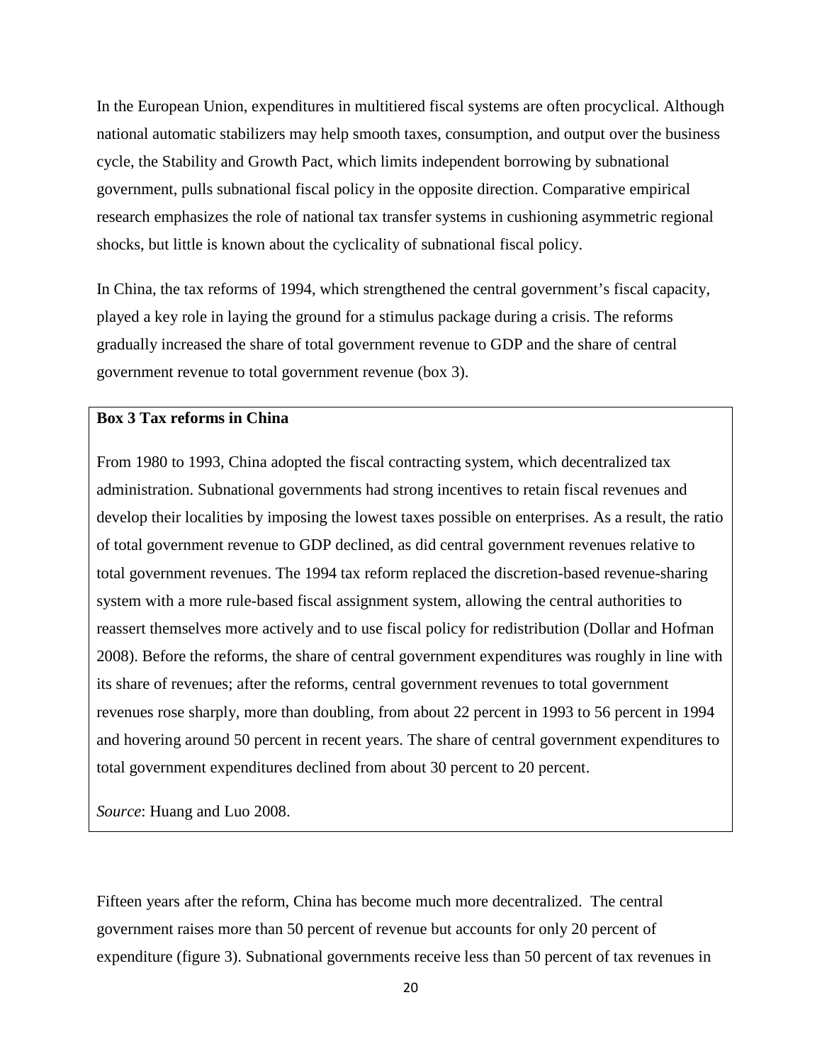In the European Union, expenditures in multitiered fiscal systems are often procyclical. Although national automatic stabilizers may help smooth taxes, consumption, and output over the business cycle, the Stability and Growth Pact, which limits independent borrowing by subnational government, pulls subnational fiscal policy in the opposite direction. Comparative empirical research emphasizes the role of national tax transfer systems in cushioning asymmetric regional shocks, but little is known about the cyclicality of subnational fiscal policy.

In China, the tax reforms of 1994, which strengthened the central government's fiscal capacity, played a key role in laying the ground for a stimulus package during a crisis. The reforms gradually increased the share of total government revenue to GDP and the share of central government revenue to total government revenue (box 3).

> **Box 3 Tax reforms in China**
>
> From 1980 to 1993, China adopted the fiscal contracting system, which decentralized tax administration. Subnational governments had strong incentives to retain fiscal revenues and develop their localities by imposing the lowest taxes possible on enterprises. As a result, the ratio of total government revenue to GDP declined, as did central government revenues relative to total government revenues. The 1994 tax reform replaced the discretion-based revenue-sharing system with a more rule-based fiscal assignment system, allowing the central authorities to reassert themselves more actively and to use fiscal policy for redistribution (Dollar and Hofman 2008). Before the reforms, the share of central government expenditures was roughly in line with its share of revenues; after the reforms, central government revenues to total government revenues rose sharply, more than doubling, from about 22 percent in 1993 to 56 percent in 1994 and hovering around 50 percent in recent years. The share of central government expenditures to total government expenditures declined from about 30 percent to 20 percent.
>
> *Source*: Huang and Luo 2008.

Fifteen years after the reform, China has become much more decentralized. The central government raises more than 50 percent of revenue but accounts for only 20 percent of expenditure (figure 3). Subnational governments receive less than 50 percent of tax revenues in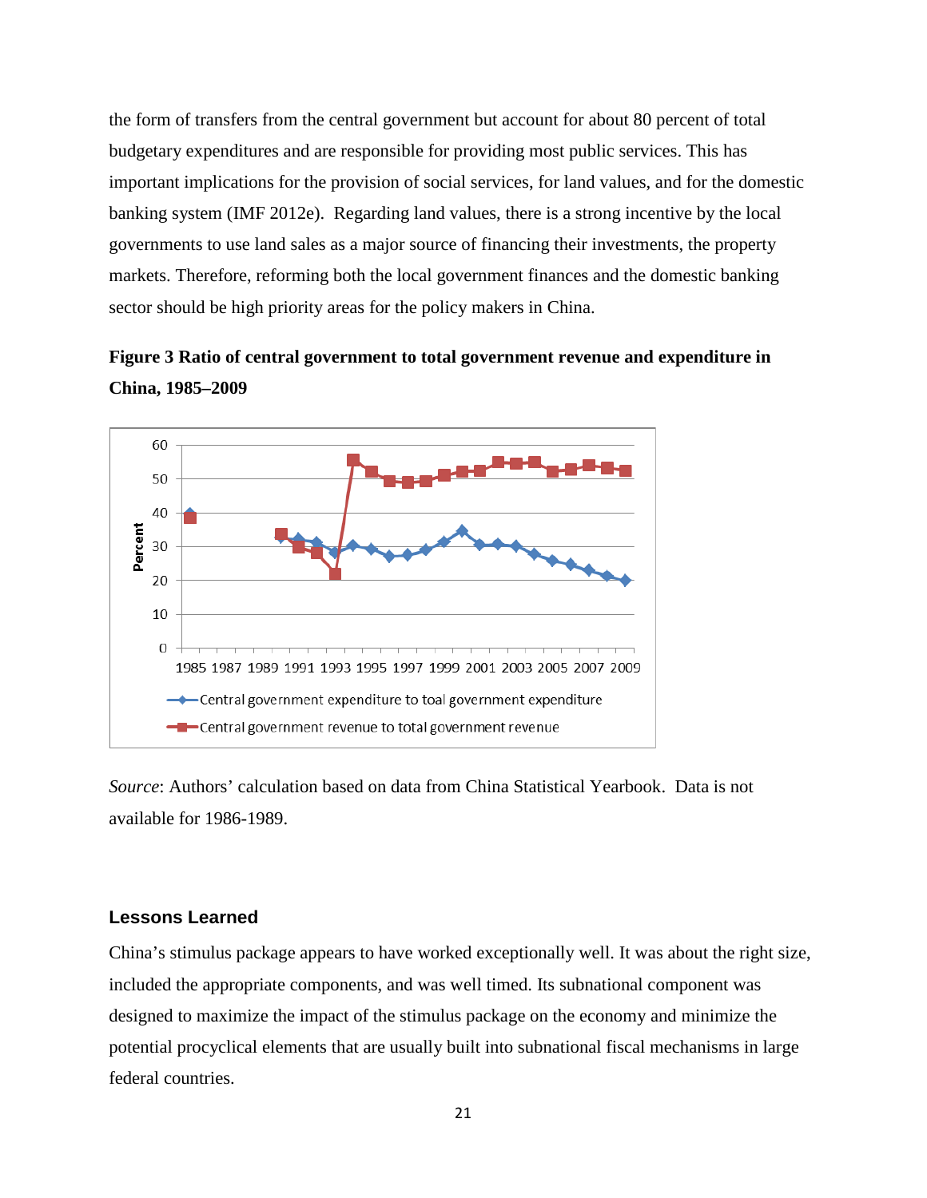the form of transfers from the central government but account for about 80 percent of total budgetary expenditures and are responsible for providing most public services. This has important implications for the provision of social services, for land values, and for the domestic banking system (IMF 2012e). Regarding land values, there is a strong incentive by the local governments to use land sales as a major source of financing their investments, the property markets. Therefore, reforming both the local government finances and the domestic banking sector should be high priority areas for the policy makers in China.

**Figure 3 Ratio of central government to total government revenue and expenditure in China, 1985–2009**

*Source*: Authors' calculation based on data from China Statistical Yearbook. Data is not available for 1986-1989.

### Lessons Learned

China's stimulus package appears to have worked exceptionally well. It was about the right size, included the appropriate components, and was well timed. Its subnational component was designed to maximize the impact of the stimulus package on the economy and minimize the potential procyclical elements that are usually built into subnational fiscal mechanisms in large federal countries.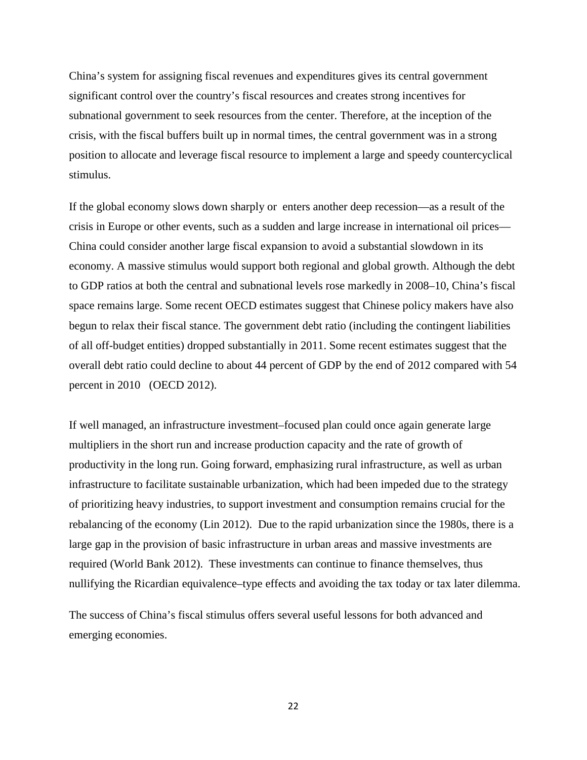China's system for assigning fiscal revenues and expenditures gives its central government significant control over the country's fiscal resources and creates strong incentives for subnational government to seek resources from the center. Therefore, at the inception of the crisis, with the fiscal buffers built up in normal times, the central government was in a strong position to allocate and leverage fiscal resource to implement a large and speedy countercyclical stimulus.

If the global economy slows down sharply or enters another deep recession—as a result of the crisis in Europe or other events, such as a sudden and large increase in international oil prices—China could consider another large fiscal expansion to avoid a substantial slowdown in its economy. A massive stimulus would support both regional and global growth. Although the debt to GDP ratios at both the central and subnational levels rose markedly in 2008–10, China's fiscal space remains large. Some recent OECD estimates suggest that Chinese policy makers have also begun to relax their fiscal stance. The government debt ratio (including the contingent liabilities of all off-budget entities) dropped substantially in 2011. Some recent estimates suggest that the overall debt ratio could decline to about 44 percent of GDP by the end of 2012 compared with 54 percent in 2010 (OECD 2012).

If well managed, an infrastructure investment–focused plan could once again generate large multipliers in the short run and increase production capacity and the rate of growth of productivity in the long run. Going forward, emphasizing rural infrastructure, as well as urban infrastructure to facilitate sustainable urbanization, which had been impeded due to the strategy of prioritizing heavy industries, to support investment and consumption remains crucial for the rebalancing of the economy (Lin 2012). Due to the rapid urbanization since the 1980s, there is a large gap in the provision of basic infrastructure in urban areas and massive investments are required (World Bank 2012). These investments can continue to finance themselves, thus nullifying the Ricardian equivalence–type effects and avoiding the tax today or tax later dilemma.

The success of China's fiscal stimulus offers several useful lessons for both advanced and emerging economies.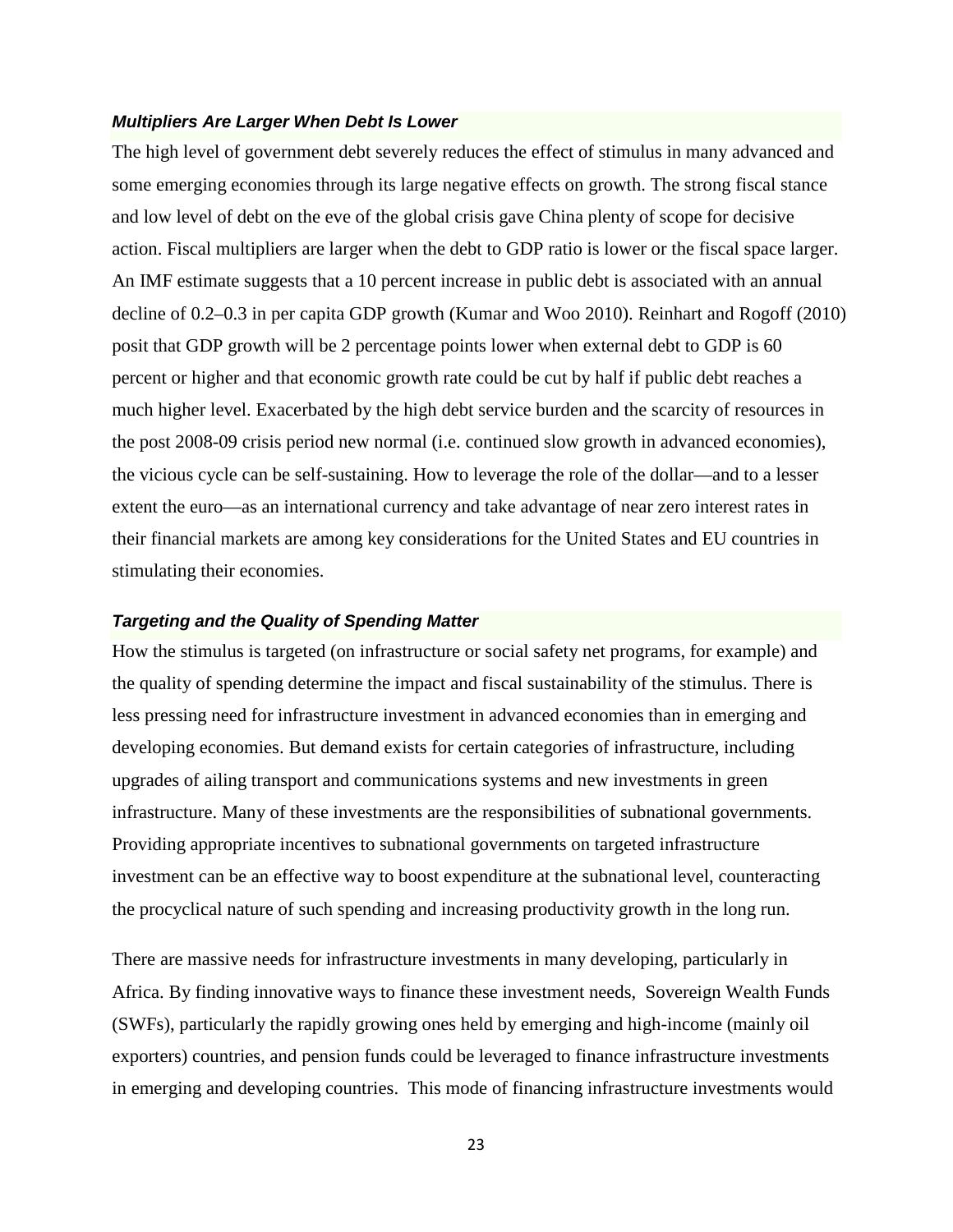### *Multipliers Are Larger When Debt Is Lower*

The high level of government debt severely reduces the effect of stimulus in many advanced and some emerging economies through its large negative effects on growth. The strong fiscal stance and low level of debt on the eve of the global crisis gave China plenty of scope for decisive action. Fiscal multipliers are larger when the debt to GDP ratio is lower or the fiscal space larger. An IMF estimate suggests that a 10 percent increase in public debt is associated with an annual decline of 0.2–0.3 in per capita GDP growth (Kumar and Woo 2010). Reinhart and Rogoff (2010) posit that GDP growth will be 2 percentage points lower when external debt to GDP is 60 percent or higher and that economic growth rate could be cut by half if public debt reaches a much higher level. Exacerbated by the high debt service burden and the scarcity of resources in the post 2008-09 crisis period new normal (i.e. continued slow growth in advanced economies), the vicious cycle can be self-sustaining. How to leverage the role of the dollar—and to a lesser extent the euro—as an international currency and take advantage of near zero interest rates in their financial markets are among key considerations for the United States and EU countries in stimulating their economies.

### *Targeting and the Quality of Spending Matter*

How the stimulus is targeted (on infrastructure or social safety net programs, for example) and the quality of spending determine the impact and fiscal sustainability of the stimulus. There is less pressing need for infrastructure investment in advanced economies than in emerging and developing economies. But demand exists for certain categories of infrastructure, including upgrades of ailing transport and communications systems and new investments in green infrastructure. Many of these investments are the responsibilities of subnational governments. Providing appropriate incentives to subnational governments on targeted infrastructure investment can be an effective way to boost expenditure at the subnational level, counteracting the procyclical nature of such spending and increasing productivity growth in the long run.

There are massive needs for infrastructure investments in many developing, particularly in Africa. By finding innovative ways to finance these investment needs, Sovereign Wealth Funds (SWFs), particularly the rapidly growing ones held by emerging and high-income (mainly oil exporters) countries, and pension funds could be leveraged to finance infrastructure investments in emerging and developing countries. This mode of financing infrastructure investments would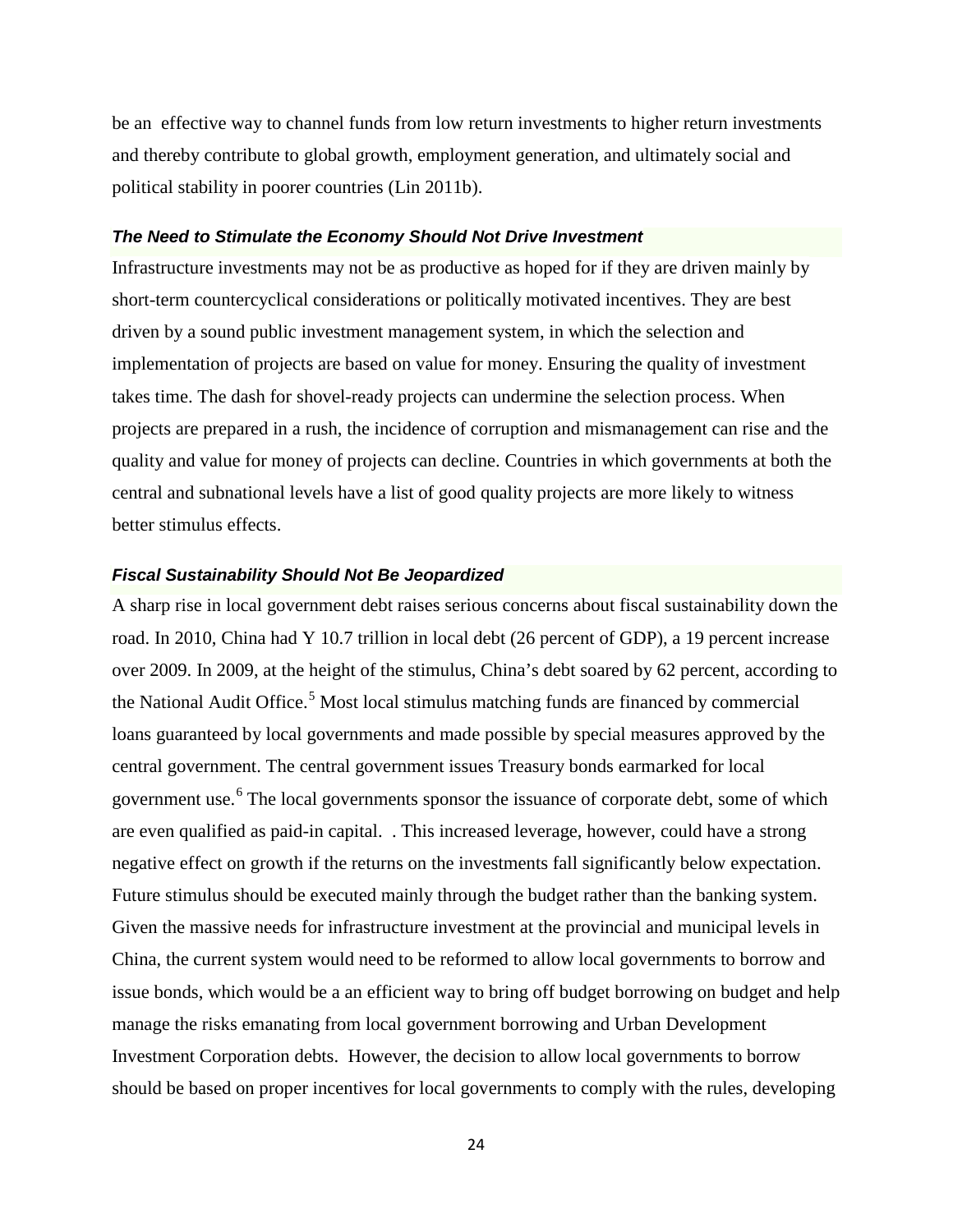be an effective way to channel funds from low return investments to higher return investments and thereby contribute to global growth, employment generation, and ultimately social and political stability in poorer countries (Lin 2011b).

### *The Need to Stimulate the Economy Should Not Drive Investment*

Infrastructure investments may not be as productive as hoped for if they are driven mainly by short-term countercyclical considerations or politically motivated incentives. They are best driven by a sound public investment management system, in which the selection and implementation of projects are based on value for money. Ensuring the quality of investment takes time. The dash for shovel-ready projects can undermine the selection process. When projects are prepared in a rush, the incidence of corruption and mismanagement can rise and the quality and value for money of projects can decline. Countries in which governments at both the central and subnational levels have a list of good quality projects are more likely to witness better stimulus effects.

### *Fiscal Sustainability Should Not Be Jeopardized*

A sharp rise in local government debt raises serious concerns about fiscal sustainability down the road. In 2010, China had Y 10.7 trillion in local debt (26 percent of GDP), a 19 percent increase over 2009. In 2009, at the height of the stimulus, China's debt soared by 62 percent, according to the National Audit Office.[5] Most local stimulus matching funds are financed by commercial loans guaranteed by local governments and made possible by special measures approved by the central government. The central government issues Treasury bonds earmarked for local government use.[6] The local governments sponsor the issuance of corporate debt, some of which are even qualified as paid-in capital. . This increased leverage, however, could have a strong negative effect on growth if the returns on the investments fall significantly below expectation. Future stimulus should be executed mainly through the budget rather than the banking system. Given the massive needs for infrastructure investment at the provincial and municipal levels in China, the current system would need to be reformed to allow local governments to borrow and issue bonds, which would be a an efficient way to bring off budget borrowing on budget and help manage the risks emanating from local government borrowing and Urban Development Investment Corporation debts. However, the decision to allow local governments to borrow should be based on proper incentives for local governments to comply with the rules, developing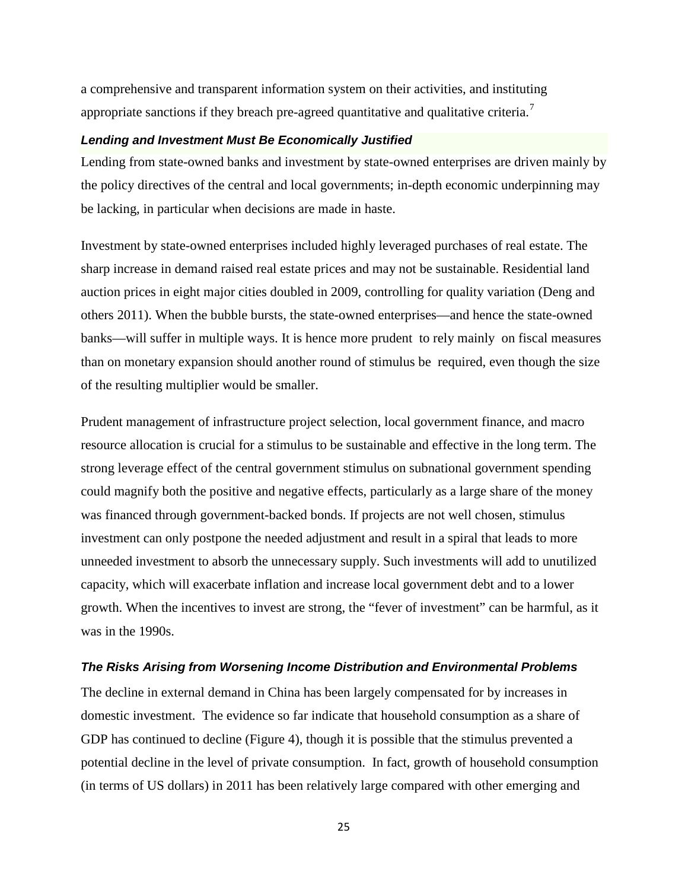a comprehensive and transparent information system on their activities, and instituting appropriate sanctions if they breach pre-agreed quantitative and qualitative criteria.[7]

### *Lending and Investment Must Be Economically Justified*

Lending from state-owned banks and investment by state-owned enterprises are driven mainly by the policy directives of the central and local governments; in-depth economic underpinning may be lacking, in particular when decisions are made in haste.

Investment by state-owned enterprises included highly leveraged purchases of real estate. The sharp increase in demand raised real estate prices and may not be sustainable. Residential land auction prices in eight major cities doubled in 2009, controlling for quality variation (Deng and others 2011). When the bubble bursts, the state-owned enterprises—and hence the state-owned banks—will suffer in multiple ways. It is hence more prudent to rely mainly on fiscal measures than on monetary expansion should another round of stimulus be required, even though the size of the resulting multiplier would be smaller.

Prudent management of infrastructure project selection, local government finance, and macro resource allocation is crucial for a stimulus to be sustainable and effective in the long term. The strong leverage effect of the central government stimulus on subnational government spending could magnify both the positive and negative effects, particularly as a large share of the money was financed through government-backed bonds. If projects are not well chosen, stimulus investment can only postpone the needed adjustment and result in a spiral that leads to more unneeded investment to absorb the unnecessary supply. Such investments will add to unutilized capacity, which will exacerbate inflation and increase local government debt and to a lower growth. When the incentives to invest are strong, the "fever of investment" can be harmful, as it was in the 1990s.

### *The Risks Arising from Worsening Income Distribution and Environmental Problems*

The decline in external demand in China has been largely compensated for by increases in domestic investment. The evidence so far indicate that household consumption as a share of GDP has continued to decline (Figure 4), though it is possible that the stimulus prevented a potential decline in the level of private consumption. In fact, growth of household consumption (in terms of US dollars) in 2011 has been relatively large compared with other emerging and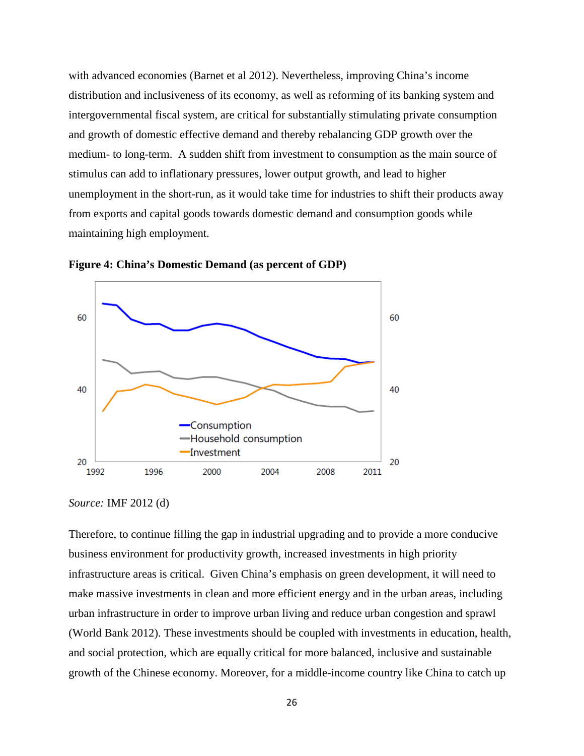with advanced economies (Barnet et al 2012). Nevertheless, improving China's income distribution and inclusiveness of its economy, as well as reforming of its banking system and intergovernmental fiscal system, are critical for substantially stimulating private consumption and growth of domestic effective demand and thereby rebalancing GDP growth over the medium- to long-term. A sudden shift from investment to consumption as the main source of stimulus can add to inflationary pressures, lower output growth, and lead to higher unemployment in the short-run, as it would take time for industries to shift their products away from exports and capital goods towards domestic demand and consumption goods while maintaining high employment.

**Figure 4: China's Domestic Demand (as percent of GDP)**

*Source:* IMF 2012 (d)

Therefore, to continue filling the gap in industrial upgrading and to provide a more conducive business environment for productivity growth, increased investments in high priority infrastructure areas is critical. Given China's emphasis on green development, it will need to make massive investments in clean and more efficient energy and in the urban areas, including urban infrastructure in order to improve urban living and reduce urban congestion and sprawl (World Bank 2012). These investments should be coupled with investments in education, health, and social protection, which are equally critical for more balanced, inclusive and sustainable growth of the Chinese economy. Moreover, for a middle-income country like China to catch up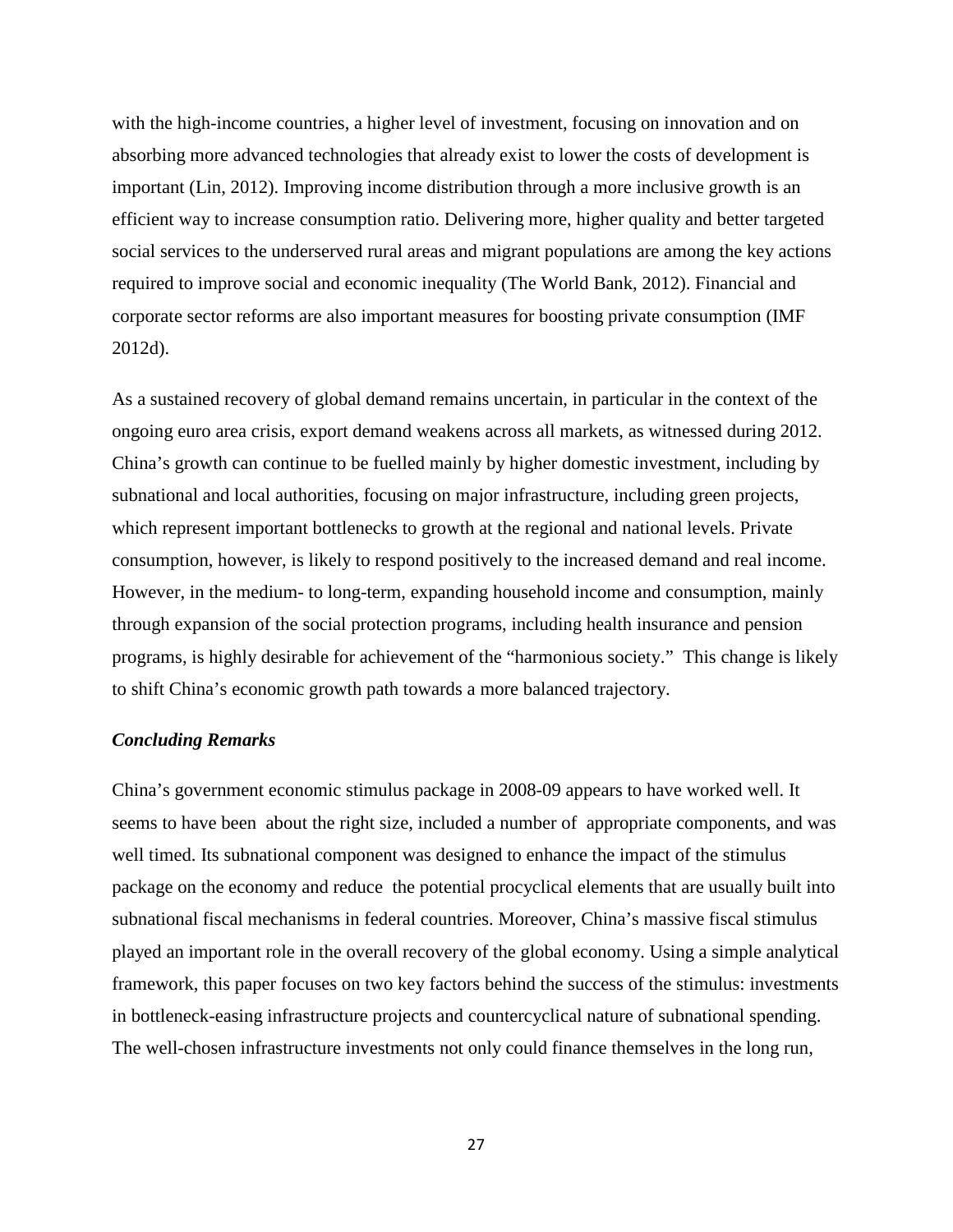with the high-income countries, a higher level of investment, focusing on innovation and on absorbing more advanced technologies that already exist to lower the costs of development is important (Lin, 2012). Improving income distribution through a more inclusive growth is an efficient way to increase consumption ratio. Delivering more, higher quality and better targeted social services to the underserved rural areas and migrant populations are among the key actions required to improve social and economic inequality (The World Bank, 2012). Financial and corporate sector reforms are also important measures for boosting private consumption (IMF 2012d).

As a sustained recovery of global demand remains uncertain, in particular in the context of the ongoing euro area crisis, export demand weakens across all markets, as witnessed during 2012. China's growth can continue to be fuelled mainly by higher domestic investment, including by subnational and local authorities, focusing on major infrastructure, including green projects, which represent important bottlenecks to growth at the regional and national levels. Private consumption, however, is likely to respond positively to the increased demand and real income. However, in the medium- to long-term, expanding household income and consumption, mainly through expansion of the social protection programs, including health insurance and pension programs, is highly desirable for achievement of the "harmonious society." This change is likely to shift China's economic growth path towards a more balanced trajectory.

### *Concluding Remarks*

China's government economic stimulus package in 2008-09 appears to have worked well. It seems to have been about the right size, included a number of appropriate components, and was well timed. Its subnational component was designed to enhance the impact of the stimulus package on the economy and reduce the potential procyclical elements that are usually built into subnational fiscal mechanisms in federal countries. Moreover, China's massive fiscal stimulus played an important role in the overall recovery of the global economy. Using a simple analytical framework, this paper focuses on two key factors behind the success of the stimulus: investments in bottleneck-easing infrastructure projects and countercyclical nature of subnational spending. The well-chosen infrastructure investments not only could finance themselves in the long run,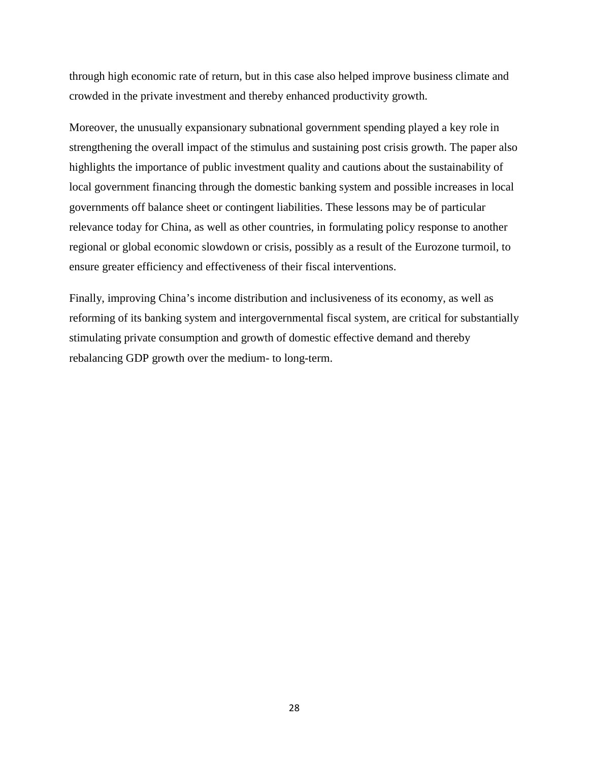through high economic rate of return, but in this case also helped improve business climate and crowded in the private investment and thereby enhanced productivity growth.

Moreover, the unusually expansionary subnational government spending played a key role in strengthening the overall impact of the stimulus and sustaining post crisis growth. The paper also highlights the importance of public investment quality and cautions about the sustainability of local government financing through the domestic banking system and possible increases in local governments off balance sheet or contingent liabilities. These lessons may be of particular relevance today for China, as well as other countries, in formulating policy response to another regional or global economic slowdown or crisis, possibly as a result of the Eurozone turmoil, to ensure greater efficiency and effectiveness of their fiscal interventions.

Finally, improving China's income distribution and inclusiveness of its economy, as well as reforming of its banking system and intergovernmental fiscal system, are critical for substantially stimulating private consumption and growth of domestic effective demand and thereby rebalancing GDP growth over the medium- to long-term.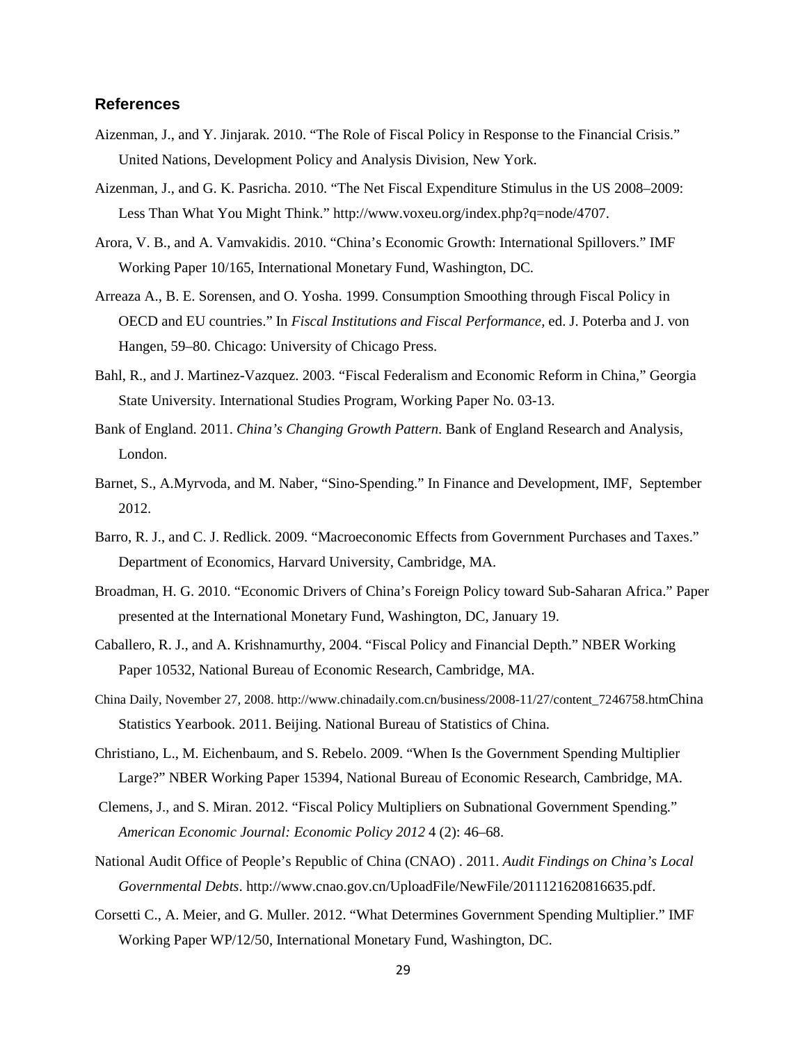## References

Aizenman, J., and Y. Jinjarak. 2010. "The Role of Fiscal Policy in Response to the Financial Crisis." United Nations, Development Policy and Analysis Division, New York.

Aizenman, J., and G. K. Pasricha. 2010. "The Net Fiscal Expenditure Stimulus in the US 2008–2009: Less Than What You Might Think." http://www.voxeu.org/index.php?q=node/4707.

Arora, V. B., and A. Vamvakidis. 2010. "China's Economic Growth: International Spillovers." IMF Working Paper 10/165, International Monetary Fund, Washington, DC.

Arreaza A., B. E. Sorensen, and O. Yosha. 1999. Consumption Smoothing through Fiscal Policy in OECD and EU countries." In *Fiscal Institutions and Fiscal Performance*, ed. J. Poterba and J. von Hangen, 59–80. Chicago: University of Chicago Press.

Bahl, R., and J. Martinez-Vazquez. 2003. "Fiscal Federalism and Economic Reform in China," Georgia State University. International Studies Program, Working Paper No. 03-13.

Bank of England. 2011. *China's Changing Growth Pattern*. Bank of England Research and Analysis, London.

Barnet, S., A.Myrvoda, and M. Naber, "Sino-Spending." In Finance and Development, IMF, September 2012.

Barro, R. J., and C. J. Redlick. 2009. "Macroeconomic Effects from Government Purchases and Taxes." Department of Economics, Harvard University, Cambridge, MA.

Broadman, H. G. 2010. "Economic Drivers of China's Foreign Policy toward Sub-Saharan Africa." Paper presented at the International Monetary Fund, Washington, DC, January 19.

Caballero, R. J., and A. Krishnamurthy, 2004. "Fiscal Policy and Financial Depth." NBER Working Paper 10532, National Bureau of Economic Research, Cambridge, MA.

China Daily, November 27, 2008. http://www.chinadaily.com.cn/business/2008-11/27/content_7246758.htmChina Statistics Yearbook. 2011. Beijing. National Bureau of Statistics of China.

Christiano, L., M. Eichenbaum, and S. Rebelo. 2009. "When Is the Government Spending Multiplier Large?" NBER Working Paper 15394, National Bureau of Economic Research, Cambridge, MA.

Clemens, J., and S. Miran. 2012. "Fiscal Policy Multipliers on Subnational Government Spending." *American Economic Journal: Economic Policy 2012* 4 (2): 46–68.

National Audit Office of People's Republic of China (CNAO) . 2011. *Audit Findings on China's Local Governmental Debts*. http://www.cnao.gov.cn/UploadFile/NewFile/2011121620816635.pdf.

Corsetti C., A. Meier, and G. Muller. 2012. "What Determines Government Spending Multiplier." IMF Working Paper WP/12/50, International Monetary Fund, Washington, DC.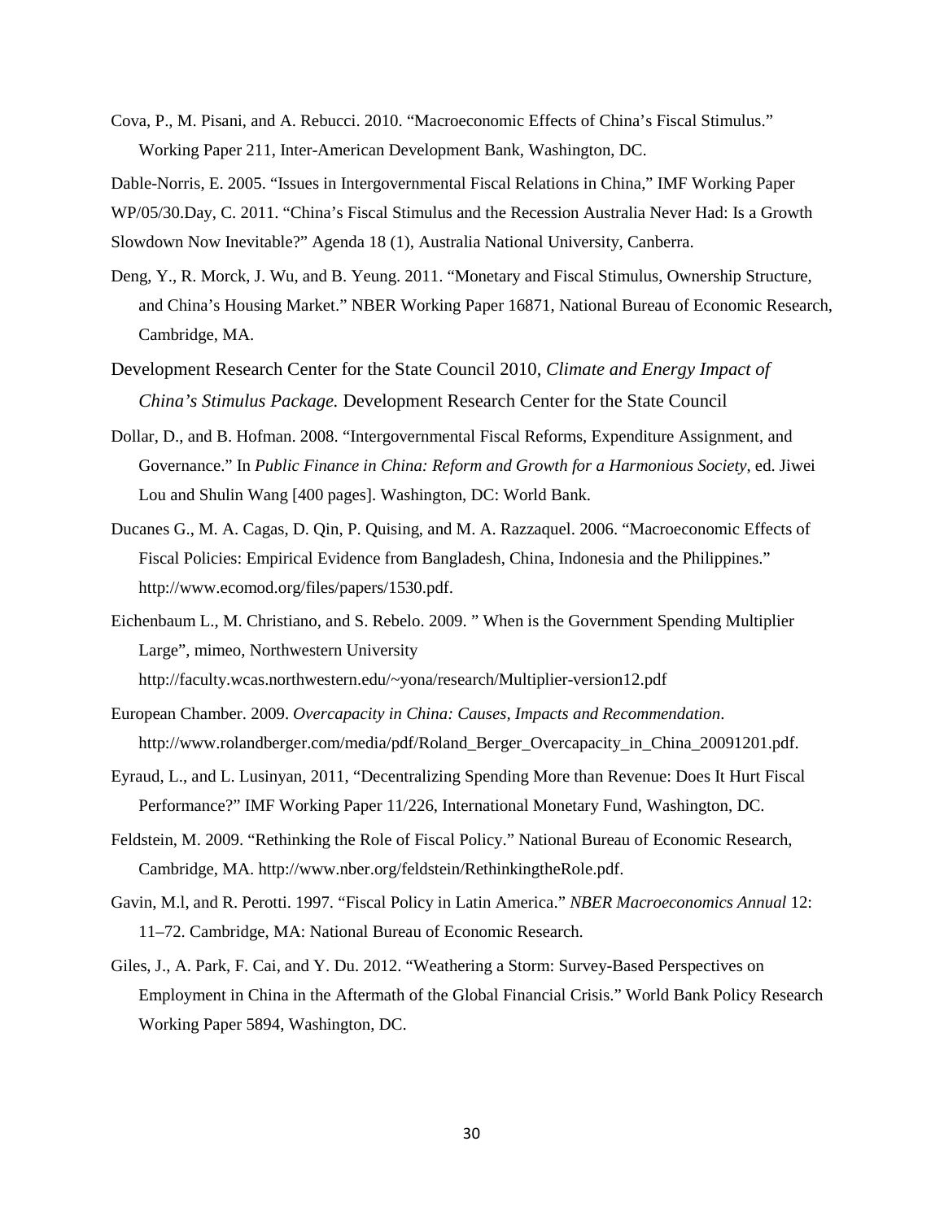Cova, P., M. Pisani, and A. Rebucci. 2010. "Macroeconomic Effects of China's Fiscal Stimulus." Working Paper 211, Inter-American Development Bank, Washington, DC.

Dable-Norris, E. 2005. "Issues in Intergovernmental Fiscal Relations in China," IMF Working Paper WP/05/30.Day, C. 2011. "China's Fiscal Stimulus and the Recession Australia Never Had: Is a Growth Slowdown Now Inevitable?" Agenda 18 (1), Australia National University, Canberra.

Deng, Y., R. Morck, J. Wu, and B. Yeung. 2011. "Monetary and Fiscal Stimulus, Ownership Structure, and China's Housing Market." NBER Working Paper 16871, National Bureau of Economic Research, Cambridge, MA.

Development Research Center for the State Council 2010, *Climate and Energy Impact of China's Stimulus Package.* Development Research Center for the State Council

Dollar, D., and B. Hofman. 2008. "Intergovernmental Fiscal Reforms, Expenditure Assignment, and Governance." In *Public Finance in China: Reform and Growth for a Harmonious Society,* ed. Jiwei Lou and Shulin Wang [400 pages]. Washington, DC: World Bank.

Ducanes G., M. A. Cagas, D. Qin, P. Quising, and M. A. Razzaquel. 2006. "Macroeconomic Effects of Fiscal Policies: Empirical Evidence from Bangladesh, China, Indonesia and the Philippines." http://www.ecomod.org/files/papers/1530.pdf.

Eichenbaum L., M. Christiano, and S. Rebelo. 2009. " When is the Government Spending Multiplier Large", mimeo, Northwestern University http://faculty.wcas.northwestern.edu/~yona/research/Multiplier-version12.pdf

European Chamber. 2009. *Overcapacity in China: Causes, Impacts and Recommendation*. http://www.rolandberger.com/media/pdf/Roland_Berger_Overcapacity_in_China_20091201.pdf.

Eyraud, L., and L. Lusinyan, 2011, "Decentralizing Spending More than Revenue: Does It Hurt Fiscal Performance?" IMF Working Paper 11/226, International Monetary Fund, Washington, DC.

Feldstein, M. 2009. "Rethinking the Role of Fiscal Policy." National Bureau of Economic Research, Cambridge, MA. http://www.nber.org/feldstein/RethinkingtheRole.pdf.

Gavin, M.l, and R. Perotti. 1997. "Fiscal Policy in Latin America." *NBER Macroeconomics Annual* 12: 11–72. Cambridge, MA: National Bureau of Economic Research.

Giles, J., A. Park, F. Cai, and Y. Du. 2012. "Weathering a Storm: Survey-Based Perspectives on Employment in China in the Aftermath of the Global Financial Crisis." World Bank Policy Research Working Paper 5894, Washington, DC.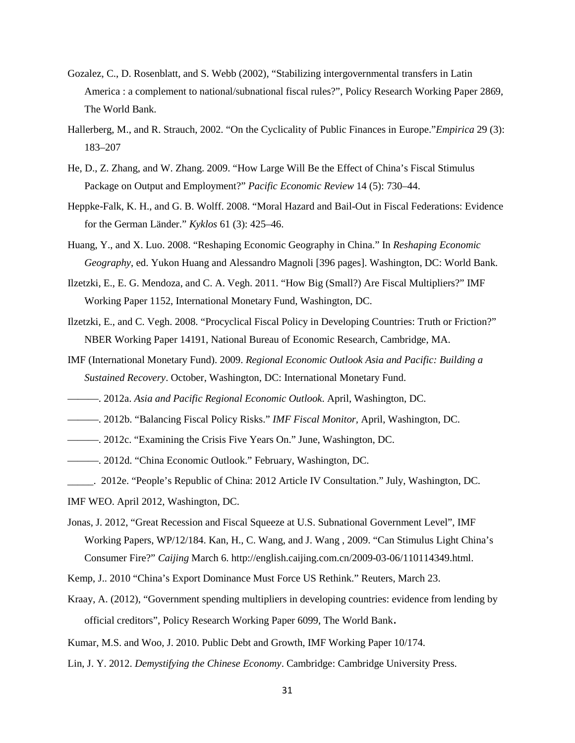Gozalez, C., D. Rosenblatt, and S. Webb (2002), “Stabilizing intergovernmental transfers in Latin America : a complement to national/subnational fiscal rules?”, Policy Research Working Paper 2869, The World Bank.

Hallerberg, M., and R. Strauch, 2002. “On the Cyclicality of Public Finances in Europe.”*Empirica* 29 (3): 183–207

He, D., Z. Zhang, and W. Zhang. 2009. “How Large Will Be the Effect of China’s Fiscal Stimulus Package on Output and Employment?” *Pacific Economic Review* 14 (5): 730–44.

Heppke-Falk, K. H., and G. B. Wolff. 2008. “Moral Hazard and Bail-Out in Fiscal Federations: Evidence for the German Länder.” *Kyklos* 61 (3): 425–46.

Huang, Y., and X. Luo. 2008. “Reshaping Economic Geography in China.” In *Reshaping Economic Geography*, ed. Yukon Huang and Alessandro Magnoli [396 pages]. Washington, DC: World Bank.

Ilzetzki, E., E. G. Mendoza, and C. A. Vegh. 2011. “How Big (Small?) Are Fiscal Multipliers?” IMF Working Paper 1152, International Monetary Fund, Washington, DC.

Ilzetzki, E., and C. Vegh. 2008. “Procyclical Fiscal Policy in Developing Countries: Truth or Friction?” NBER Working Paper 14191, National Bureau of Economic Research, Cambridge, MA.

IMF (International Monetary Fund). 2009. *Regional Economic Outlook Asia and Pacific: Building a Sustained Recovery*. October, Washington, DC: International Monetary Fund.

———. 2012a. *Asia and Pacific Regional Economic Outlook*. April, Washington, DC.

———. 2012b. “Balancing Fiscal Policy Risks.” *IMF Fiscal Monitor,* April, Washington, DC.

———. 2012c. “Examining the Crisis Five Years On.” June, Washington, DC.

———. 2012d. “China Economic Outlook.” February, Washington, DC.

_____. 2012e. “People’s Republic of China: 2012 Article IV Consultation.” July, Washington, DC.

IMF WEO. April 2012, Washington, DC.

Jonas, J. 2012, “Great Recession and Fiscal Squeeze at U.S. Subnational Government Level”, IMF Working Papers, WP/12/184. Kan, H., C. Wang, and J. Wang , 2009. “Can Stimulus Light China’s Consumer Fire?” *Caijing* March 6. http://english.caijing.com.cn/2009-03-06/110114349.html.

Kemp, J.. 2010 “China’s Export Dominance Must Force US Rethink.” Reuters, March 23.

Kraay, A. (2012), “Government spending multipliers in developing countries: evidence from lending by official creditors”, Policy Research Working Paper 6099, The World Bank.

Kumar, M.S. and Woo, J. 2010. Public Debt and Growth, IMF Working Paper 10/174.

Lin, J. Y. 2012. *Demystifying the Chinese Economy*. Cambridge: Cambridge University Press.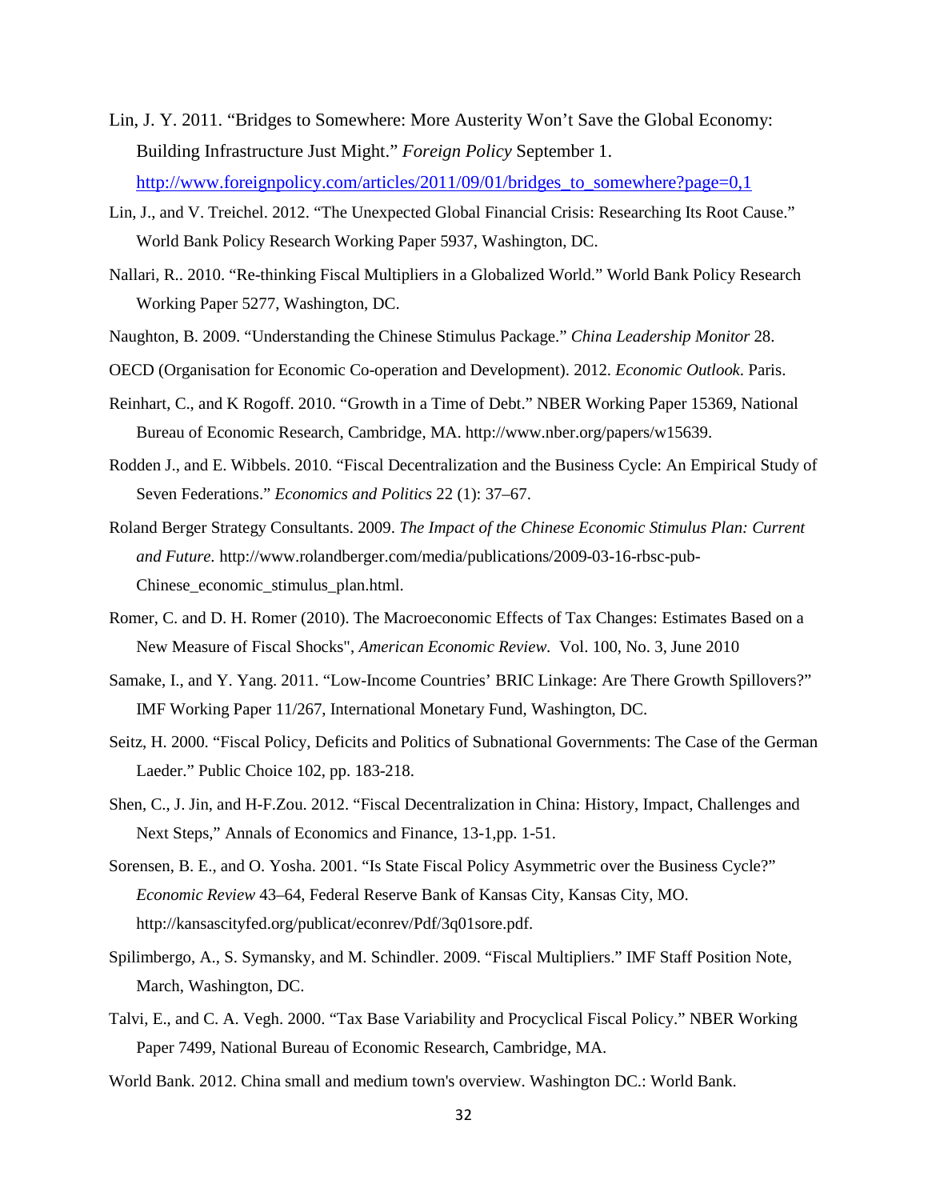Lin, J. Y. 2011. "Bridges to Somewhere: More Austerity Won't Save the Global Economy: Building Infrastructure Just Might." *Foreign Policy* September 1. http://www.foreignpolicy.com/articles/2011/09/01/bridges_to_somewhere?page=0,1

Lin, J., and V. Treichel. 2012. "The Unexpected Global Financial Crisis: Researching Its Root Cause." World Bank Policy Research Working Paper 5937, Washington, DC.

Nallari, R.. 2010. "Re-thinking Fiscal Multipliers in a Globalized World." World Bank Policy Research Working Paper 5277, Washington, DC.

Naughton, B. 2009. "Understanding the Chinese Stimulus Package." *China Leadership Monitor* 28.

OECD (Organisation for Economic Co-operation and Development). 2012. *Economic Outlook*. Paris.

Reinhart, C., and K Rogoff. 2010. "Growth in a Time of Debt." NBER Working Paper 15369, National Bureau of Economic Research, Cambridge, MA. http://www.nber.org/papers/w15639.

Rodden J., and E. Wibbels. 2010. "Fiscal Decentralization and the Business Cycle: An Empirical Study of Seven Federations." *Economics and Politics* 22 (1): 37–67.

Roland Berger Strategy Consultants. 2009. *The Impact of the Chinese Economic Stimulus Plan: Current and Future.* http://www.rolandberger.com/media/publications/2009-03-16-rbsc-pub-Chinese_economic_stimulus_plan.html.

Romer, C. and D. H. Romer (2010). The Macroeconomic Effects of Tax Changes: Estimates Based on a New Measure of Fiscal Shocks", *American Economic Review*. Vol. 100, No. 3, June 2010

Samake, I., and Y. Yang. 2011. "Low-Income Countries' BRIC Linkage: Are There Growth Spillovers?" IMF Working Paper 11/267, International Monetary Fund, Washington, DC.

Seitz, H. 2000. "Fiscal Policy, Deficits and Politics of Subnational Governments: The Case of the German Laeder." Public Choice 102, pp. 183-218.

Shen, C., J. Jin, and H-F.Zou. 2012. "Fiscal Decentralization in China: History, Impact, Challenges and Next Steps," Annals of Economics and Finance, 13-1,pp. 1-51.

Sorensen, B. E., and O. Yosha. 2001. "Is State Fiscal Policy Asymmetric over the Business Cycle?" *Economic Review* 43–64, Federal Reserve Bank of Kansas City, Kansas City, MO. http://kansascityfed.org/publicat/econrev/Pdf/3q01sore.pdf.

Spilimbergo, A., S. Symansky, and M. Schindler. 2009. "Fiscal Multipliers." IMF Staff Position Note, March, Washington, DC.

Talvi, E., and C. A. Vegh. 2000. "Tax Base Variability and Procyclical Fiscal Policy." NBER Working Paper 7499, National Bureau of Economic Research, Cambridge, MA.

World Bank. 2012. China small and medium town's overview. Washington DC.: World Bank.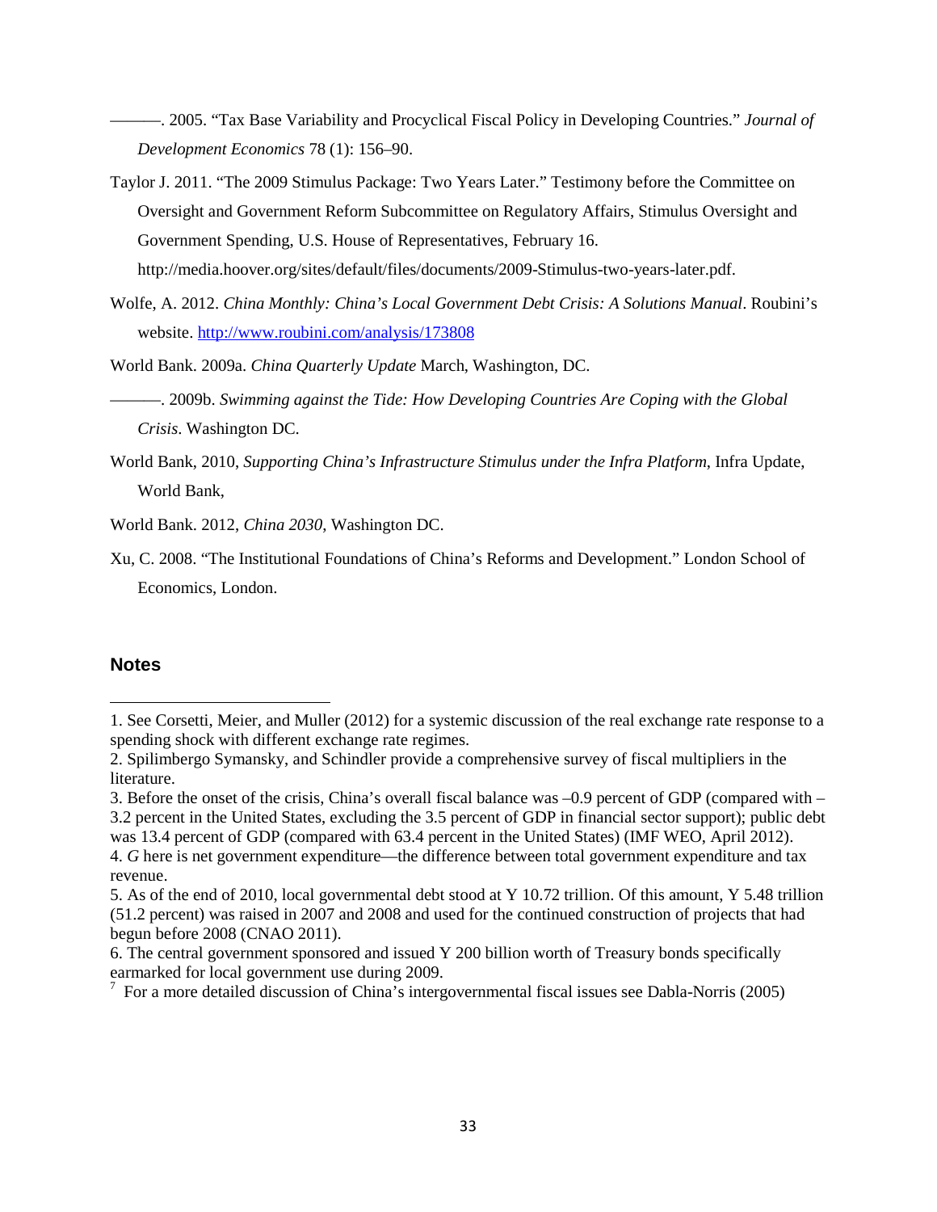———. 2005. "Tax Base Variability and Procyclical Fiscal Policy in Developing Countries." *Journal of Development Economics* 78 (1): 156–90.

Taylor J. 2011. "The 2009 Stimulus Package: Two Years Later." Testimony before the Committee on Oversight and Government Reform Subcommittee on Regulatory Affairs, Stimulus Oversight and Government Spending, U.S. House of Representatives, February 16. http://media.hoover.org/sites/default/files/documents/2009-Stimulus-two-years-later.pdf.

Wolfe, A. 2012. *China Monthly: China's Local Government Debt Crisis: A Solutions Manual*. Roubini's website. http://www.roubini.com/analysis/173808

World Bank. 2009a. *China Quarterly Update* March, Washington, DC.

———. 2009b. *Swimming against the Tide: How Developing Countries Are Coping with the Global Crisis*. Washington DC.

World Bank, 2010, *Supporting China's Infrastructure Stimulus under the Infra Platform*, Infra Update, World Bank,

World Bank. 2012, *China 2030*, Washington DC.

Xu, C. 2008. "The Institutional Foundations of China's Reforms and Development." London School of Economics, London.

## Notes

1. See Corsetti, Meier, and Muller (2012) for a systemic discussion of the real exchange rate response to a spending shock with different exchange rate regimes.
2. Spilimbergo Symansky, and Schindler provide a comprehensive survey of fiscal multipliers in the literature.
3. Before the onset of the crisis, China's overall fiscal balance was –0.9 percent of GDP (compared with –3.2 percent in the United States, excluding the 3.5 percent of GDP in financial sector support); public debt was 13.4 percent of GDP (compared with 63.4 percent in the United States) (IMF WEO, April 2012).
4. *G* here is net government expenditure—the difference between total government expenditure and tax revenue.
5. As of the end of 2010, local governmental debt stood at Y 10.72 trillion. Of this amount, Y 5.48 trillion (51.2 percent) was raised in 2007 and 2008 and used for the continued construction of projects that had begun before 2008 (CNAO 2011).
6. The central government sponsored and issued Y 200 billion worth of Treasury bonds specifically earmarked for local government use during 2009.
7. For a more detailed discussion of China's intergovernmental fiscal issues see Dabla-Norris (2005)